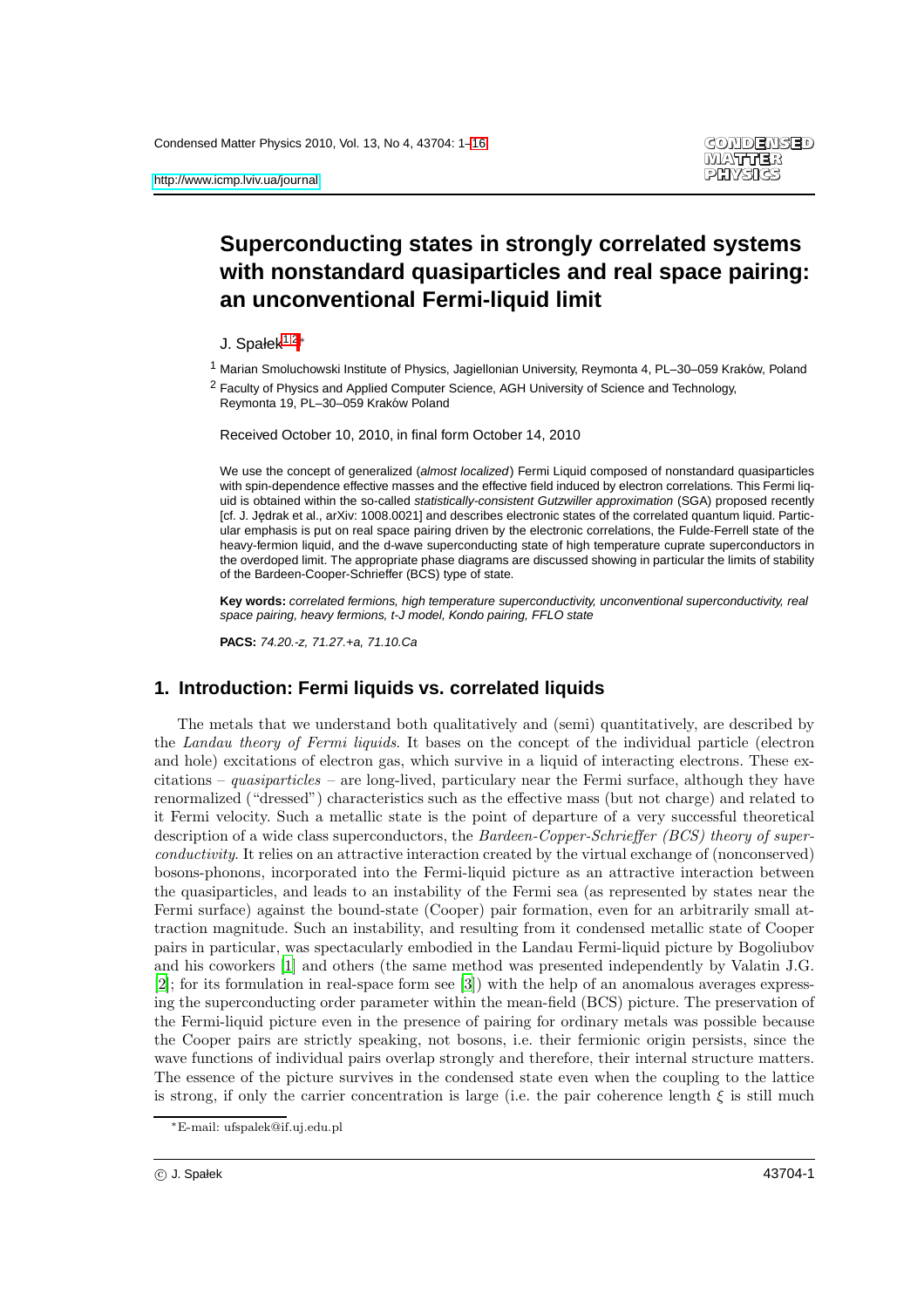# Superconducting states in strongly correlated systems with nonstandard quasiparticles and real space pairing: an unconventional Fermi-liquid limit

J. Spałek[1,2]*

[1] Marian Smoluchowski Institute of Physics, Jagiellonian University, Reymonta 4, PL–30–059 Kraków, Poland

[2] Faculty of Physics and Applied Computer Science, AGH University of Science and Technology, Reymonta 19, PL–30–059 Kraków Poland

Received October 10, 2010, in final form October 14, 2010

We use the concept of generalized (*almost localized*) Fermi Liquid composed of nonstandard quasiparticles with spin-dependence effective masses and the effective field induced by electron correlations. This Fermi liquid is obtained within the so-called *statistically-consistent Gutzwiller approximation* (SGA) proposed recently [cf. J. Jędrak et al., arXiv: 1008.0021] and describes electronic states of the correlated quantum liquid. Particular emphasis is put on real space pairing driven by the electronic correlations, the Fulde-Ferrell state of the heavy-fermion liquid, and the d-wave superconducting state of high temperature cuprate superconductors in the overdoped limit. The appropriate phase diagrams are discussed showing in particular the limits of stability of the Bardeen-Cooper-Schrieffer (BCS) type of state.

**Key words:** *correlated fermions, high temperature superconductivity, unconventional superconductivity, real space pairing, heavy fermions, t-J model, Kondo pairing, FFLO state*

**PACS:** *74.20.-z, 71.27.+a, 71.10.Ca*

## 1. Introduction: Fermi liquids vs. correlated liquids

The metals that we understand both qualitatively and (semi) quantitatively, are described by the *Landau theory of Fermi liquids*. It bases on the concept of the individual particle (electron and hole) excitations of electron gas, which survive in a liquid of interacting electrons. These excitations – *quasiparticles* – are long-lived, particulary near the Fermi surface, although they have renormalized ("dressed") characteristics such as the effective mass (but not charge) and related to it Fermi velocity. Such a metallic state is the point of departure of a very successful theoretical description of a wide class superconductors, the *Bardeen-Cooper-Schrieffer (BCS) theory of superconductivity*. It relies on an attractive interaction created by the virtual exchange of (nonconserved) bosons-phonons, incorporated into the Fermi-liquid picture as an attractive interaction between the quasiparticles, and leads to an instability of the Fermi sea (as represented by states near the Fermi surface) against the bound-state (Cooper) pair formation, even for an arbitrarily small attraction magnitude. Such an instability, and resulting from it condensed metallic state of Cooper pairs in particular, was spectacularly embodied in the Landau Fermi-liquid picture by Bogoliubov and his coworkers [1] and others (the same method was presented independently by Valatin J.G. [2]; for its formulation in real-space form see [3]) with the help of an anomalous averages expressing the superconducting order parameter within the mean-field (BCS) picture. The preservation of the Fermi-liquid picture even in the presence of pairing for ordinary metals was possible because the Cooper pairs are strictly speaking, not bosons, i.e. their fermionic origin persists, since the wave functions of individual pairs overlap strongly and therefore, their internal structure matters. The essence of the picture survives in the condensed state even when the coupling to the lattice is strong, if only the carrier concentration is large (i.e. the pair coherence length $\xi$ is still much

*E-mail: ufspalek@if.uj.edu.pl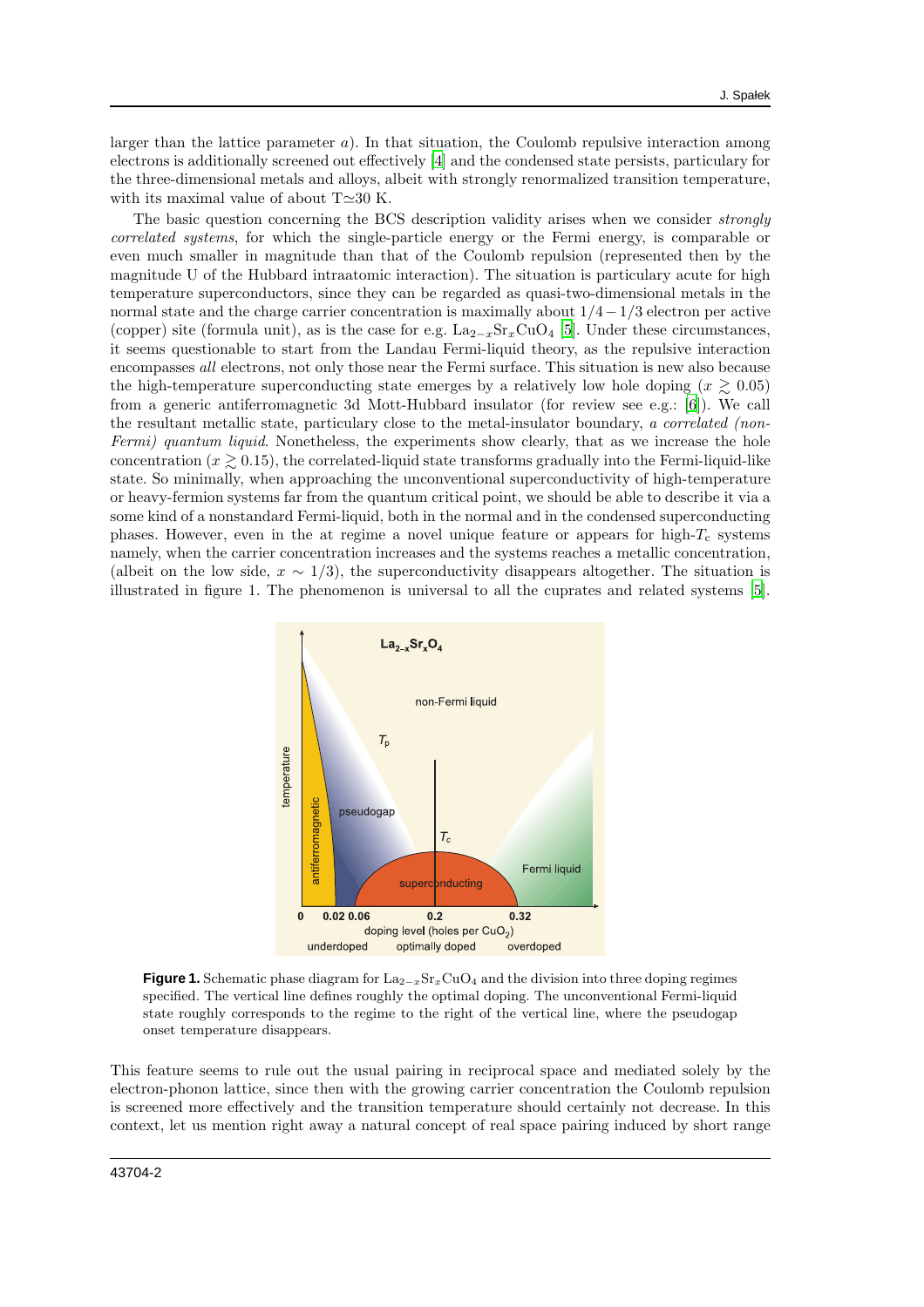larger than the lattice parameter $a$). In that situation, the Coulomb repulsive interaction among electrons is additionally screened out effectively [4] and the condensed state persists, particulary for the three-dimensional metals and alloys, albeit with strongly renormalized transition temperature, with its maximal value of about T$\simeq$30 K.

The basic question concerning the BCS description validity arises when we consider *strongly correlated systems*, for which the single-particle energy or the Fermi energy, is comparable or even much smaller in magnitude than that of the Coulomb repulsion (represented then by the magnitude U of the Hubbard intraatomic interaction). The situation is particulary acute for high temperature superconductors, since they can be regarded as quasi-two-dimensional metals in the normal state and the charge carrier concentration is maximally about $1/4-1/3$ electron per active (copper) site (formula unit), as is the case for e.g. $La_{2-x}Sr_xCuO_4$ [5]. Under these circumstances, it seems questionable to start from the Landau Fermi-liquid theory, as the repulsive interaction encompasses *all* electrons, not only those near the Fermi surface. This situation is new also because the high-temperature superconducting state emerges by a relatively low hole doping ($x \gtrsim 0.05$) from a generic antiferromagnetic 3d Mott-Hubbard insulator (for review see e.g.: [6]). We call the resultant metallic state, particulary close to the metal-insulator boundary, *a correlated (non-Fermi) quantum liquid*. Nonetheless, the experiments show clearly, that as we increase the hole concentration ($x \gtrsim 0.15$), the correlated-liquid state transforms gradually into the Fermi-liquid-like state. So minimally, when approaching the unconventional superconductivity of high-temperature or heavy-fermion systems far from the quantum critical point, we should be able to describe it via a some kind of a nonstandard Fermi-liquid, both in the normal and in the condensed superconducting phases. However, even in the at regime a novel unique feature or appears for high-$T_c$ systems namely, when the carrier concentration increases and the systems reaches a metallic concentration, (albeit on the low side, $x \sim 1/3$), the superconductivity disappears altogether. The situation is illustrated in figure 1. The phenomenon is universal to all the cuprates and related systems [5].

**Figure 1.** Schematic phase diagram for $La_{2-x}Sr_xCuO_4$ and the division into three doping regimes specified. The vertical line defines roughly the optimal doping. The unconventional Fermi-liquid state roughly corresponds to the regime to the right of the vertical line, where the pseudogap onset temperature disappears.

This feature seems to rule out the usual pairing in reciprocal space and mediated solely by the electron-phonon lattice, since then with the growing carrier concentration the Coulomb repulsion is screened more effectively and the transition temperature should certainly not decrease. In this context, let us mention right away a natural concept of real space pairing induced by short range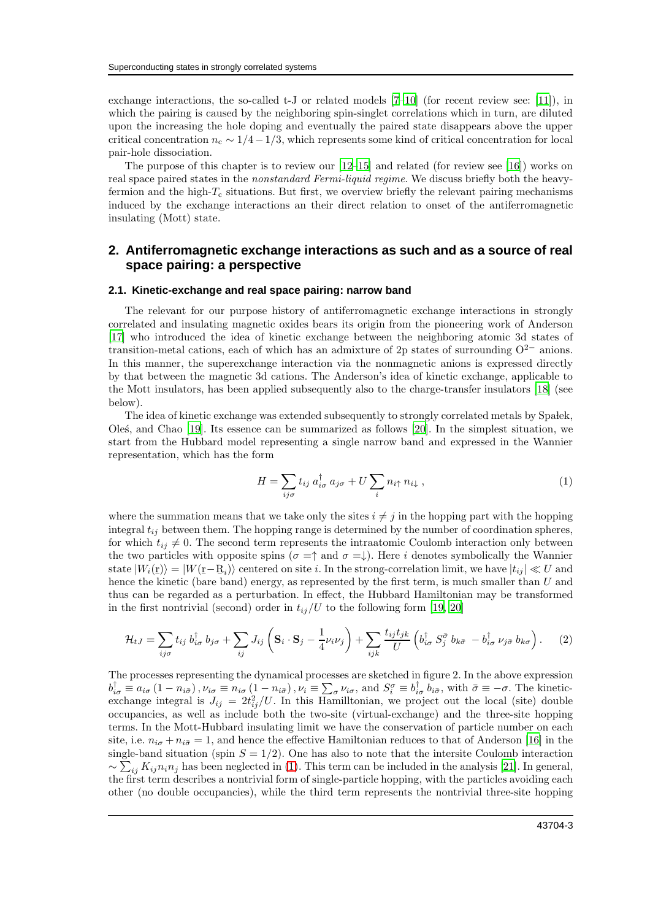exchange interactions, the so-called t-J or related models [7–10] (for recent review see: [11]), in which the pairing is caused by the neighboring spin-singlet correlations which in turn, are diluted upon the increasing the hole doping and eventually the paired state disappears above the upper critical concentration $n_c \sim 1/4 - 1/3$, which represents some kind of critical concentration for local pair-hole dissociation.

The purpose of this chapter is to review our [12–15] and related (for review see [16]) works on real space paired states in the *nonstandard Fermi-liquid regime*. We discuss briefly both the heavy-fermion and the high-$T_c$ situations. But first, we overview briefly the relevant pairing mechanisms induced by the exchange interactions an their direct relation to onset of the antiferromagnetic insulating (Mott) state.

## 2. Antiferromagnetic exchange interactions as such and as a source of real space pairing: a perspective

### 2.1. Kinetic-exchange and real space pairing: narrow band

The relevant for our purpose history of antiferromagnetic exchange interactions in strongly correlated and insulating magnetic oxides bears its origin from the pioneering work of Anderson [17] who introduced the idea of kinetic exchange between the neighboring atomic 3d states of transition-metal cations, each of which has an admixture of 2p states of surrounding $O^{2-}$ anions. In this manner, the superexchange interaction via the nonmagnetic anions is expressed directly by that between the magnetic 3d cations. The Anderson's idea of kinetic exchange, applicable to the Mott insulators, has been applied subsequently also to the charge-transfer insulators [18] (see below).

The idea of kinetic exchange was extended subsequently to strongly correlated metals by Spałek, Oleś, and Chao [19]. Its essence can be summarized as follows [20]. In the simplest situation, we start from the Hubbard model representing a single narrow band and expressed in the Wannier representation, which has the form

$$H = \sum_{ij\sigma} t_{ij}\, a_{i\sigma}^{\dagger}\, a_{j\sigma} + U \sum_i n_{i\uparrow}\, n_{i\downarrow}\,, \tag{1}$$

where the summation means that we take only the sites $i \neq j$ in the hopping part with the hopping integral $t_{ij}$ between them. The hopping range is determined by the number of coordination spheres, for which $t_{ij} \neq 0$. The second term represents the intraatomic Coulomb interaction only between the two particles with opposite spins ($\sigma = \uparrow$ and $\sigma = \downarrow$). Here $i$ denotes symbolically the Wannier state $|W_i(\underline{r})\rangle = |W(\underline{r} - \underline{R}_i)\rangle$ centered on site $i$. In the strong-correlation limit, we have $|t_{ij}| \ll U$ and hence the kinetic (bare band) energy, as represented by the first term, is much smaller than $U$ and thus can be regarded as a perturbation. In effect, the Hubbard Hamiltonian may be transformed in the first nontrivial (second) order in $t_{ij}/U$ to the following form [19, 20]

$$\mathcal{H}_{tJ} = \sum_{ij\sigma} t_{ij}\, b_{i\sigma}^{\dagger}\, b_{j\sigma} + \sum_{ij} J_{ij} \left( \mathbf{S}_i \cdot \mathbf{S}_j - \frac{1}{4} \nu_i \nu_j \right) + \sum_{ijk} \frac{t_{ij} t_{jk}}{U} \left( b_{i\sigma}^{\dagger}\, S_j^{\bar{\sigma}}\, b_{k\bar{\sigma}} - b_{i\sigma}^{\dagger}\, \nu_{j\bar{\sigma}}\, b_{k\sigma} \right). \tag{2}$$

The processes representing the dynamical processes are sketched in figure 2. In the above expression $b_{i\sigma}^{\dagger} \equiv a_{i\sigma}\,(1 - n_{i\bar{\sigma}})\,, \nu_{i\sigma} \equiv n_{i\sigma}\,(1 - n_{i\bar{\sigma}})\,, \nu_i \equiv \sum_{\sigma} \nu_{i\sigma}$, and $S_i^{\sigma} \equiv b_{i\sigma}^{\dagger}\, b_{i\bar{\sigma}}$, with $\bar{\sigma} \equiv -\sigma$. The kinetic-exchange integral is $J_{ij} = 2t_{ij}^2/U$. In this Hamilltonian, we project out the local (site) double occupancies, as well as include both the two-site (virtual-exchange) and the three-site hopping terms. In the Mott-Hubbard insulating limit we have the conservation of particle number on each site, i.e. $n_{i\sigma} + n_{i\bar{\sigma}} = 1$, and hence the effective Hamiltonian reduces to that of Anderson [16] in the single-band situation (spin $S = 1/2$). One has also to note that the intersite Coulomb interaction $\sim \sum_{ij} K_{ij} n_i n_j$ has been neglected in (1). This term can be included in the analysis [21]. In general, the first term describes a nontrivial form of single-particle hopping, with the particles avoiding each other (no double occupancies), while the third term represents the nontrivial three-site hopping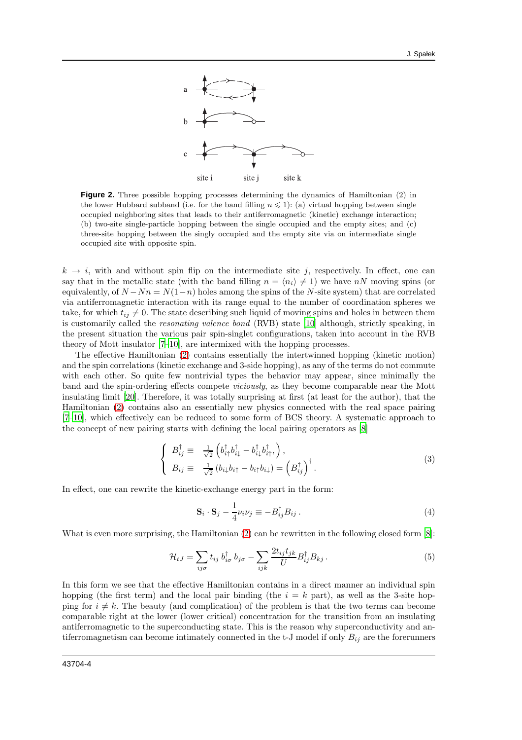**Figure 2.** Three possible hopping processes determining the dynamics of Hamiltonian (2) in the lower Hubbard subband (i.e. for the band filling $n \leqslant 1$): (a) virtual hopping between single occupied neighboring sites that leads to their antiferromagnetic (kinetic) exchange interaction; (b) two-site single-particle hopping between the single occupied and the empty sites; and (c) three-site hopping between the singly occupied and the empty site via on intermediate single occupied site with opposite spin.

$k \to i$, with and without spin flip on the intermediate site $j$, respectively. In effect, one can say that in the metallic state (with the band filling $n = \langle n_i \rangle \neq 1$) we have $nN$ moving spins (or equivalently, of $N - Nn = N(1-n)$ holes among the spins of the $N$-site system) that are correlated via antiferromagnetic interaction with its range equal to the number of coordination spheres we take, for which $t_{ij} \neq 0$. The state describing such liquid of moving spins and holes in between them is customarily called the *resonating valence bond* (RVB) state [10] although, strictly speaking, in the present situation the various pair spin-singlet configurations, taken into account in the RVB theory of Mott insulator [7–10], are intermixed with the hopping processes.

The effective Hamiltonian (2) contains essentially the intertwinned hopping (kinetic motion) and the spin correlations (kinetic exchange and 3-side hopping), as any of the terms do not commute with each other. So quite few nontrivial types the behavior may appear, since minimally the band and the spin-ordering effects compete *viciously*, as they become comparable near the Mott insulating limit [20]. Therefore, it was totally surprising at first (at least for the author), that the Hamiltonian (2) contains also an essentially new physics connected with the real space pairing [7–10], which effectively can be reduced to some form of BCS theory. A systematic approach to the concept of new pairing starts with defining the local pairing operators as [8]

$$
\begin{cases}
B_{ij}^{\dagger} \equiv & \frac{1}{\sqrt{2}} \left( b_{i\uparrow}^{\dagger} b_{i\downarrow}^{\dagger} - b_{i\downarrow}^{\dagger} b_{i\uparrow}^{\dagger}, \right), \\
B_{ij} \equiv & \frac{1}{\sqrt{2}} \left( b_{i\downarrow} b_{i\uparrow} - b_{i\uparrow} b_{i\downarrow} \right) = \left( B_{ij}^{\dagger} \right)^{\dagger}.
\end{cases}
\tag{3}
$$

In effect, one can rewrite the kinetic-exchange energy part in the form:

$$
\mathbf{S}_i \cdot \mathbf{S}_j - \frac{1}{4} \nu_i \nu_j \equiv -B_{ij}^{\dagger} B_{ij} \,. \tag{4}
$$

What is even more surprising, the Hamiltonian (2) can be rewritten in the following closed form [8]:

$$
\mathcal{H}_{tJ} = \sum_{ij\sigma} t_{ij} \, b_{i\sigma}^{\dagger} \, b_{j\sigma} - \sum_{ijk} \frac{2 t_{ij} t_{jk}}{U} B_{ij}^{\dagger} B_{kj} \,. \tag{5}
$$

In this form we see that the effective Hamiltonian contains in a direct manner an individual spin hopping (the first term) and the local pair binding (the $i = k$ part), as well as the 3-site hopping for $i \neq k$. The beauty (and complication) of the problem is that the two terms can become comparable right at the lower (lower critical) concentration for the transition from an insulating antiferromagnetic to the superconducting state. This is the reason why superconductivity and antiferromagnetism can become intimately connected in the t-J model if only $B_{ij}$ are the forerunners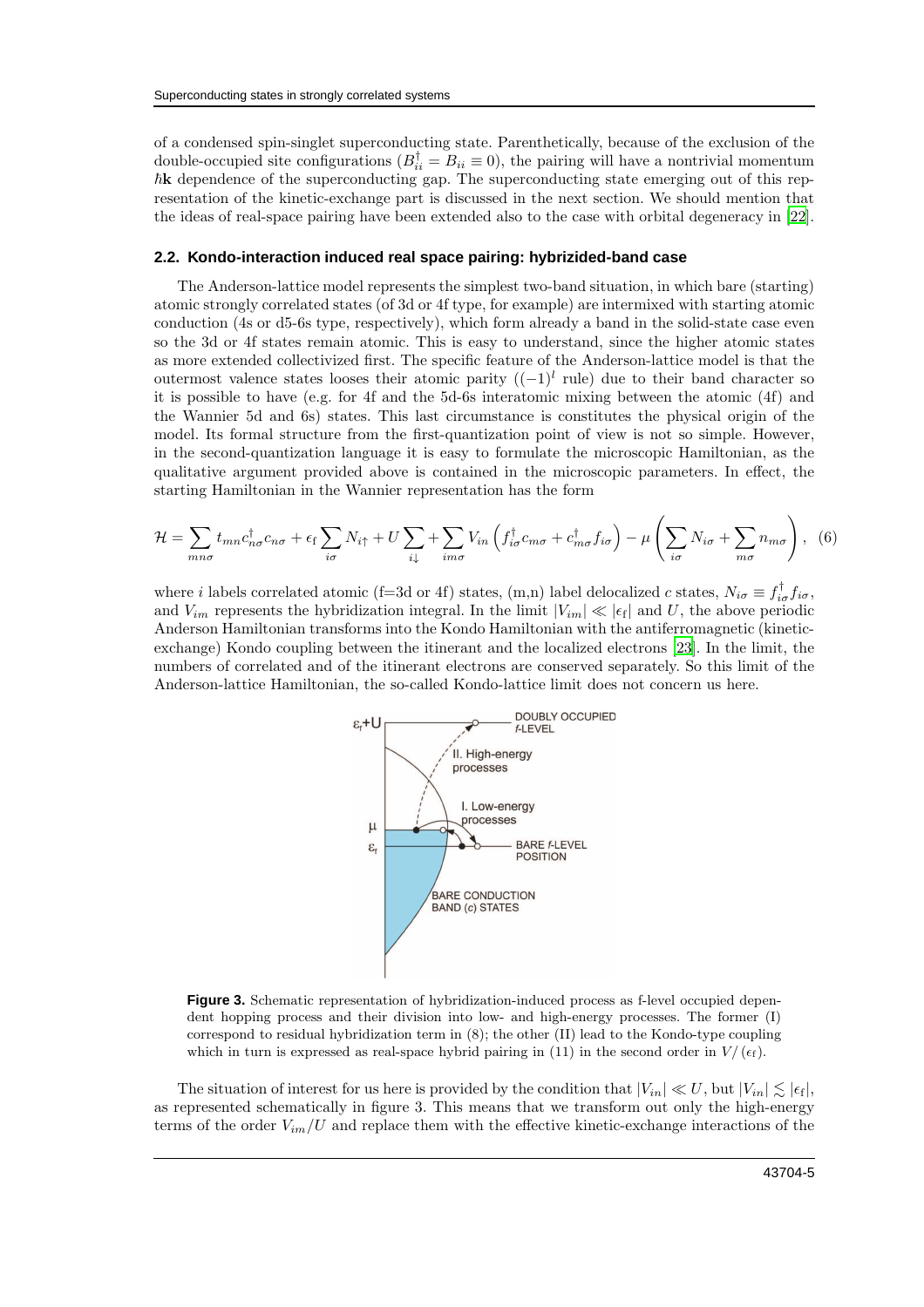of a condensed spin-singlet superconducting state. Parenthetically, because of the exclusion of the double-occupied site configurations ($B_{ii}^{\dagger} = B_{ii} \equiv 0$), the pairing will have a nontrivial momentum $\hbar\mathbf{k}$ dependence of the superconducting gap. The superconducting state emerging out of this representation of the kinetic-exchange part is discussed in the next section. We should mention that the ideas of real-space pairing have been extended also to the case with orbital degeneracy in [22].

### 2.2. Kondo-interaction induced real space pairing: hybrizided-band case

The Anderson-lattice model represents the simplest two-band situation, in which bare (starting) atomic strongly correlated states (of 3d or 4f type, for example) are intermixed with starting atomic conduction (4s or d5-6s type, respectively), which form already a band in the solid-state case even so the 3d or 4f states remain atomic. This is easy to understand, since the higher atomic states as more extended collectivized first. The specific feature of the Anderson-lattice model is that the outermost valence states looses their atomic parity ($(-1)^l$ rule) due to their band character so it is possible to have (e.g. for 4f and the 5d-6s interatomic mixing between the atomic (4f) and the Wannier 5d and 6s) states. This last circumstance is constitutes the physical origin of the model. Its formal structure from the first-quantization point of view is not so simple. However, in the second-quantization language it is easy to formulate the microscopic Hamiltonian, as the qualitative argument provided above is contained in the microscopic parameters. In effect, the starting Hamiltonian in the Wannier representation has the form

$$\mathcal{H} = \sum_{mn\sigma} t_{mn} c_{n\sigma}^{\dagger} c_{n\sigma} + \epsilon_{\mathrm{f}} \sum_{i\sigma} N_{i\uparrow} + U \sum_{i\downarrow} + \sum_{im\sigma} V_{in} \left( f_{i\sigma}^{\dagger} c_{m\sigma} + c_{m\sigma}^{\dagger} f_{i\sigma} \right) - \mu \left( \sum_{i\sigma} N_{i\sigma} + \sum_{m\sigma} n_{m\sigma} \right), \quad (6)$$

where $i$ labels correlated atomic (f=3d or 4f) states, (m,n) label delocalized $c$ states, $N_{i\sigma} \equiv f_{i\sigma}^{\dagger} f_{i\sigma}$, and $V_{im}$ represents the hybridization integral. In the limit $|V_{im}| \ll |\epsilon_{\mathrm{f}}|$ and $U$, the above periodic Anderson Hamiltonian transforms into the Kondo Hamiltonian with the antiferromagnetic (kinetic-exchange) Kondo coupling between the itinerant and the localized electrons [23]. In the limit, the numbers of correlated and of the itinerant electrons are conserved separately. So this limit of the Anderson-lattice Hamiltonian, the so-called Kondo-lattice limit does not concern us here.

**Figure 3.** Schematic representation of hybridization-induced process as f-level occupied dependent hopping process and their division into low- and high-energy processes. The former (I) correspond to residual hybridization term in (8); the other (II) lead to the Kondo-type coupling which in turn is expressed as real-space hybrid pairing in (11) in the second order in $V/(\epsilon_{\mathrm{f}})$.

The situation of interest for us here is provided by the condition that $|V_{in}| \ll U$, but $|V_{in}| \lesssim |\epsilon_{\mathrm{f}}|$, as represented schematically in figure 3. This means that we transform out only the high-energy terms of the order $V_{im}/U$ and replace them with the effective kinetic-exchange interactions of the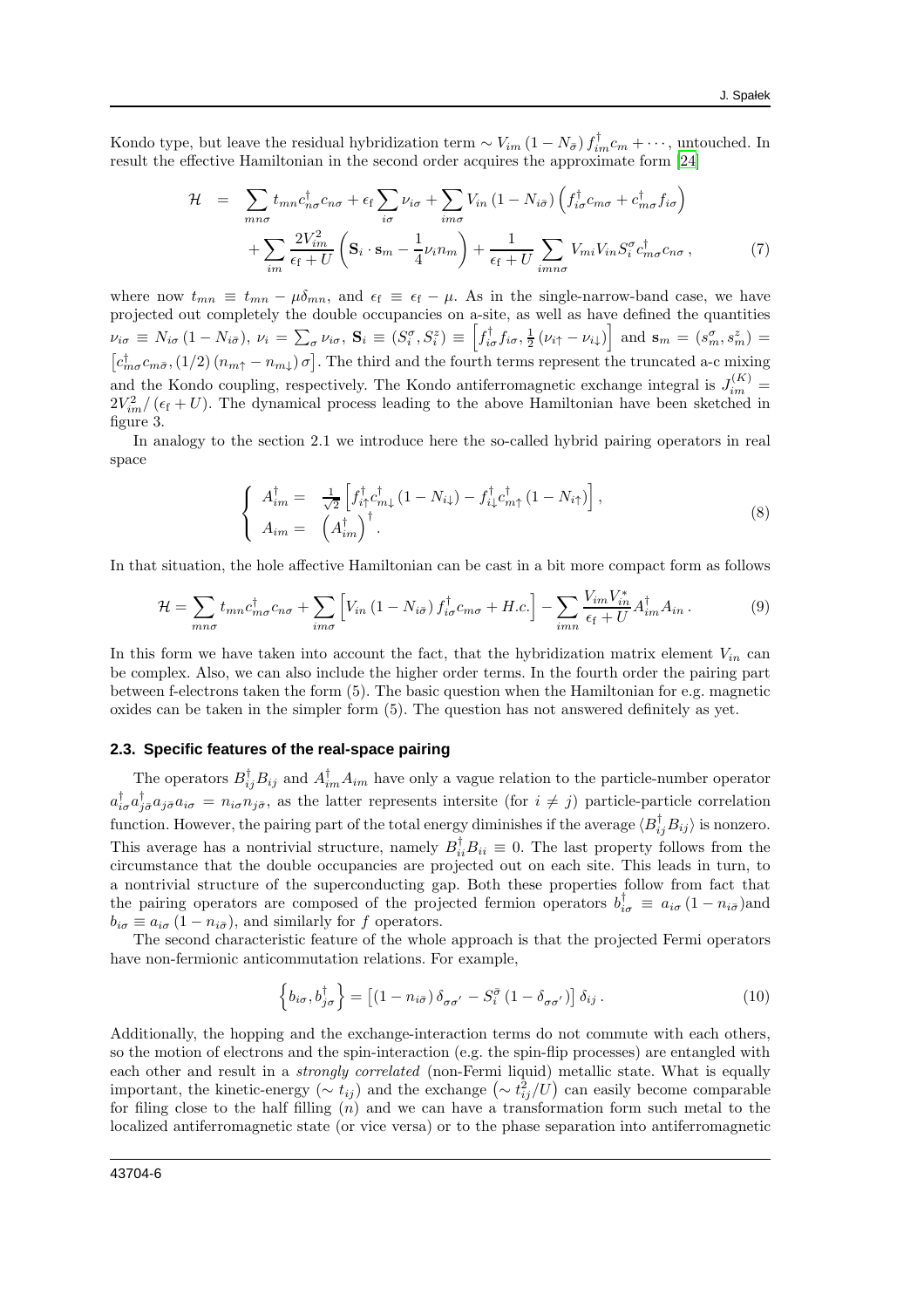Kondo type, but leave the residual hybridization term $\sim V_{im}\left(1-N_{\bar{\sigma}}\right) f_{im}^{\dagger} c_{m}+\cdots$, untouched. In result the effective Hamiltonian in the second order acquires the approximate form [24]

$$
\begin{aligned}
\mathcal{H} \quad = & \sum_{mn\sigma} t_{mn} c_{n\sigma}^{\dagger} c_{n\sigma}+\epsilon_{\mathrm{f}} \sum_{i\sigma} \nu_{i\sigma}+\sum_{im\sigma} V_{in}\left(1-N_{i\bar{\sigma}}\right)\left(f_{i\sigma}^{\dagger} c_{m\sigma}+c_{m\sigma}^{\dagger} f_{i\sigma}\right) \\
& +\sum_{im} \frac{2V_{im}^{2}}{\epsilon_{\mathrm{f}}+U}\left(\mathbf{S}_{i}\cdot\mathbf{s}_{m}-\frac{1}{4}\nu_{i} n_{m}\right)+\frac{1}{\epsilon_{\mathrm{f}}+U} \sum_{imn\sigma} V_{mi} V_{in} S_{i}^{\sigma} c_{m\sigma}^{\dagger} c_{n\sigma}\,, \qquad (7)
\end{aligned}
$$

where now $t_{mn} \equiv t_{mn}-\mu\delta_{mn}$, and $\epsilon_{\mathrm{f}} \equiv \epsilon_{\mathrm{f}}-\mu$. As in the single-narrow-band case, we have projected out completely the double occupancies on a-site, as well as have defined the quantities $\nu_{i\sigma} \equiv N_{i\sigma}\left(1-N_{i\bar{\sigma}}\right)$, $\nu_{i}=\sum_{\sigma}\nu_{i\sigma}$, $\mathbf{S}_{i} \equiv\left(S_{i}^{\sigma}, S_{i}^{z}\right) \equiv\left[f_{i\sigma}^{\dagger} f_{i\sigma}, \frac{1}{2}\left(\nu_{i\uparrow}-\nu_{i\downarrow}\right)\right]$ and $\mathbf{s}_{m}=\left(s_{m}^{\sigma}, s_{m}^{z}\right)=\left[c_{m\sigma}^{\dagger} c_{m\bar{\sigma}},(1/2)\left(n_{m\uparrow}-n_{m\downarrow}\right)\sigma\right]$. The third and the fourth terms represent the truncated a-c mixing and the Kondo coupling, respectively. The Kondo antiferromagnetic exchange integral is $J_{im}^{(K)}=2V_{im}^{2}/\left(\epsilon_{\mathrm{f}}+U\right)$. The dynamical process leading to the above Hamiltonian have been sketched in figure 3.

In analogy to the section 2.1 we introduce here the so-called hybrid pairing operators in real space

$$
\left\{\begin{array}{ll}
A_{im}^{\dagger}= & \frac{1}{\sqrt{2}}\left[f_{i\uparrow}^{\dagger} c_{m\downarrow}^{\dagger}\left(1-N_{i\downarrow}\right)-f_{i\downarrow}^{\dagger} c_{m\uparrow}^{\dagger}\left(1-N_{i\uparrow}\right)\right], \\
A_{im}= & \left(A_{im}^{\dagger}\right)^{\dagger}.
\end{array}\right. \qquad (8)
$$

In that situation, the hole affective Hamiltonian can be cast in a bit more compact form as follows

$$
\mathcal{H}=\sum_{mn\sigma} t_{mn} c_{m\sigma}^{\dagger} c_{n\sigma}+\sum_{im\sigma}\left[V_{in}\left(1-N_{i\bar{\sigma}}\right) f_{i\sigma}^{\dagger} c_{m\sigma}+H.c.\right]-\sum_{imn} \frac{V_{im} V_{in}^{*}}{\epsilon_{\mathrm{f}}+U} A_{im}^{\dagger} A_{in}\,. \qquad (9)
$$

In this form we have taken into account the fact, that the hybridization matrix element $V_{in}$ can be complex. Also, we can also include the higher order terms. In the fourth order the pairing part between f-electrons taken the form (5). The basic question when the Hamiltonian for e.g. magnetic oxides can be taken in the simpler form (5). The question has not answered definitely as yet.

## 2.3. Specific features of the real-space pairing

The operators $B_{ij}^{\dagger}B_{ij}$ and $A_{im}^{\dagger}A_{im}$ have only a vague relation to the particle-number operator $a_{i\sigma}^{\dagger}a_{j\bar{\sigma}}^{\dagger}a_{j\bar{\sigma}}a_{i\sigma}=n_{i\sigma}n_{j\bar{\sigma}}$, as the latter represents intersite (for $i \neq j$) particle-particle correlation function. However, the pairing part of the total energy diminishes if the average $\langle B_{ij}^{\dagger}B_{ij}\rangle$ is nonzero. This average has a nontrivial structure, namely $B_{ii}^{\dagger}B_{ii} \equiv 0$. The last property follows from the circumstance that the double occupancies are projected out on each site. This leads in turn, to a nontrivial structure of the superconducting gap. Both these properties follow from fact that the pairing operators are composed of the projected fermion operators $b_{i\sigma}^{\dagger} \equiv a_{i\sigma}\left(1-n_{i\bar{\sigma}}\right)$and $b_{i\sigma} \equiv a_{i\sigma}\left(1-n_{i\bar{\sigma}}\right)$, and similarly for $f$ operators.

The second characteristic feature of the whole approach is that the projected Fermi operators have non-fermionic anticommutation relations. For example,

$$
\left\{b_{i\sigma}, b_{j\sigma}^{\dagger}\right\}=\left[\left(1-n_{i\bar{\sigma}}\right)\delta_{\sigma\sigma'}-S_{i}^{\bar{\sigma}}\left(1-\delta_{\sigma\sigma'}\right)\right]\delta_{ij}\,. \qquad (10)
$$

Additionally, the hopping and the exchange-interaction terms do not commute with each others, so the motion of electrons and the spin-interaction (e.g. the spin-flip processes) are entangled with each other and result in a *strongly correlated* (non-Fermi liquid) metallic state. What is equally important, the kinetic-energy ($\sim t_{ij}$) and the exchange $\left(\sim t_{ij}^{2}/U\right)$ can easily become comparable for filing close to the half filling $(n)$ and we can have a transformation form such metal to the localized antiferromagnetic state (or vice versa) or to the phase separation into antiferromagnetic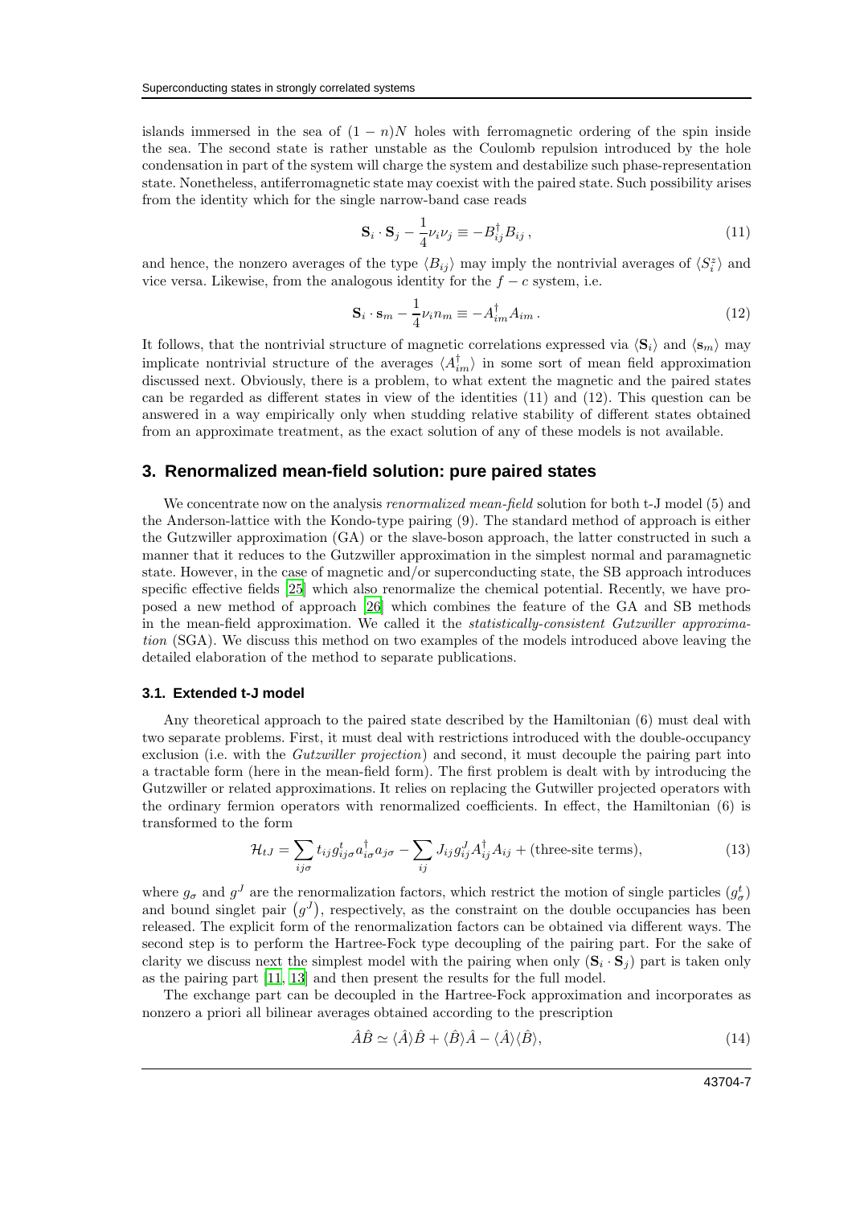islands immersed in the sea of $(1-n)N$ holes with ferromagnetic ordering of the spin inside the sea. The second state is rather unstable as the Coulomb repulsion introduced by the hole condensation in part of the system will charge the system and destabilize such phase-representation state. Nonetheless, antiferromagnetic state may coexist with the paired state. Such possibility arises from the identity which for the single narrow-band case reads

$$\mathbf{S}_i \cdot \mathbf{S}_j - \frac{1}{4}\nu_i \nu_j \equiv -B_{ij}^{\dagger} B_{ij}\,, \tag{11}$$

and hence, the nonzero averages of the type $\langle B_{ij}\rangle$ may imply the nontrivial averages of $\langle S_i^z\rangle$ and vice versa. Likewise, from the analogous identity for the $f-c$ system, i.e.

$$\mathbf{S}_i \cdot \mathbf{s}_m - \frac{1}{4}\nu_i n_m \equiv -A_{im}^{\dagger} A_{im}\,. \tag{12}$$

It follows, that the nontrivial structure of magnetic correlations expressed via $\langle \mathbf{S}_i\rangle$ and $\langle \mathbf{s}_m\rangle$ may implicate nontrivial structure of the averages $\langle A_{im}^{\dagger}\rangle$ in some sort of mean field approximation discussed next. Obviously, there is a problem, to what extent the magnetic and the paired states can be regarded as different states in view of the identities (11) and (12). This question can be answered in a way empirically only when studding relative stability of different states obtained from an approximate treatment, as the exact solution of any of these models is not available.

## 3. Renormalized mean-field solution: pure paired states

We concentrate now on the analysis *renormalized mean-field* solution for both t-J model (5) and the Anderson-lattice with the Kondo-type pairing (9). The standard method of approach is either the Gutzwiller approximation (GA) or the slave-boson approach, the latter constructed in such a manner that it reduces to the Gutzwiller approximation in the simplest normal and paramagnetic state. However, in the case of magnetic and/or superconducting state, the SB approach introduces specific effective fields [25] which also renormalize the chemical potential. Recently, we have proposed a new method of approach [26] which combines the feature of the GA and SB methods in the mean-field approximation. We called it the *statistically-consistent Gutzwiller approximation* (SGA). We discuss this method on two examples of the models introduced above leaving the detailed elaboration of the method to separate publications.

### 3.1. Extended t-J model

Any theoretical approach to the paired state described by the Hamiltonian (6) must deal with two separate problems. First, it must deal with restrictions introduced with the double-occupancy exclusion (i.e. with the *Gutzwiller projection*) and second, it must decouple the pairing part into a tractable form (here in the mean-field form). The first problem is dealt with by introducing the Gutzwiller or related approximations. It relies on replacing the Gutwiller projected operators with the ordinary fermion operators with renormalized coefficients. In effect, the Hamiltonian (6) is transformed to the form

$$\mathcal{H}_{tJ} = \sum_{ij\sigma} t_{ij} g_{ij\sigma}^{t} a_{i\sigma}^{\dagger} a_{j\sigma} - \sum_{ij} J_{ij} g_{ij}^{J} A_{ij}^{\dagger} A_{ij} + \text{(three-site terms)}, \tag{13}$$

where $g_\sigma$ and $g^J$ are the renormalization factors, which restrict the motion of single particles $(g_\sigma^t)$ and bound singlet pair $\left(g^J\right)$, respectively, as the constraint on the double occupancies has been released. The explicit form of the renormalization factors can be obtained via different ways. The second step is to perform the Hartree-Fock type decoupling of the pairing part. For the sake of clarity we discuss next the simplest model with the pairing when only $(\mathbf{S}_i \cdot \mathbf{S}_j)$ part is taken only as the pairing part [11, 13] and then present the results for the full model.

The exchange part can be decoupled in the Hartree-Fock approximation and incorporates as nonzero a priori all bilinear averages obtained according to the prescription

$$\hat{A}\hat{B} \simeq \langle \hat{A}\rangle \hat{B} + \langle \hat{B}\rangle \hat{A} - \langle \hat{A}\rangle\langle \hat{B}\rangle, \tag{14}$$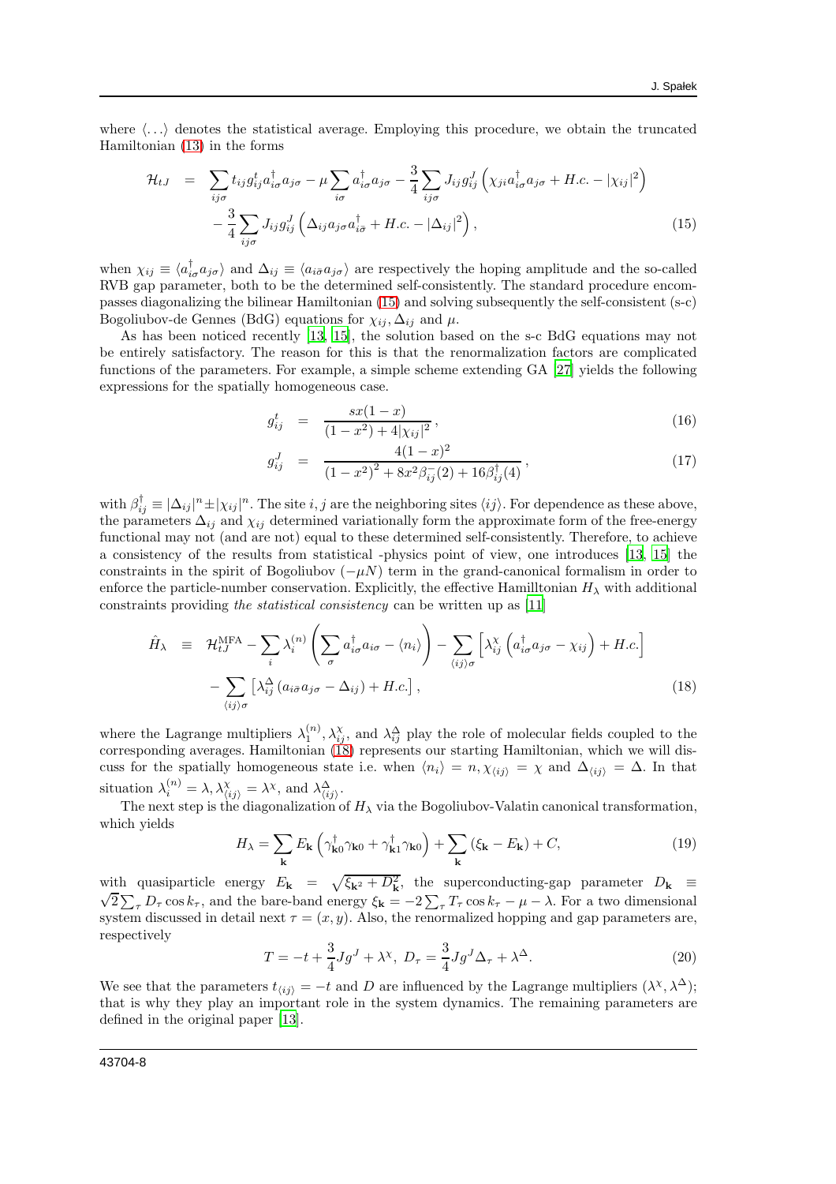where $\langle \ldots \rangle$ denotes the statistical average. Employing this procedure, we obtain the truncated Hamiltonian (13) in the forms

$$
\begin{aligned}
\mathcal{H}_{tJ} \quad = \quad & \sum_{ij\sigma} t_{ij} g^t_{ij} a^\dagger_{i\sigma} a_{j\sigma} - \mu \sum_{i\sigma} a^\dagger_{i\sigma} a_{j\sigma} - \frac{3}{4} \sum_{ij\sigma} J_{ij} g^J_{ij} \left( \chi_{ji} a^\dagger_{i\sigma} a_{j\sigma} + H.c. - |\chi_{ij}|^2 \right) \\
& - \frac{3}{4} \sum_{ij\sigma} J_{ij} g^J_{ij} \left( \Delta_{ij} a_{j\sigma} a^\dagger_{i\bar{\sigma}} + H.c. - |\Delta_{ij}|^2 \right),
\end{aligned}
\tag{15}
$$

when $\chi_{ij} \equiv \langle a^\dagger_{i\sigma} a_{j\sigma} \rangle$ and $\Delta_{ij} \equiv \langle a_{i\bar{\sigma}} a_{j\sigma} \rangle$ are respectively the hoping amplitude and the so-called RVB gap parameter, both to be the determined self-consistently. The standard procedure encompasses diagonalizing the bilinear Hamiltonian (15) and solving subsequently the self-consistent (s-c) Bogoliubov-de Gennes (BdG) equations for $\chi_{ij}, \Delta_{ij}$ and $\mu$.

As has been noticed recently [13, 15], the solution based on the s-c BdG equations may not be entirely satisfactory. The reason for this is that the renormalization factors are complicated functions of the parameters. For example, a simple scheme extending GA [27] yields the following expressions for the spatially homogeneous case.

$$
g^t_{ij} \quad = \quad \frac{sx(1-x)}{(1-x^2) + 4|\chi_{ij}|^2}\,,
\tag{16}
$$

$$
g^J_{ij} \quad = \quad \frac{4(1-x)^2}{\left(1-x^2\right)^2 + 8x^2 \beta^-_{ij}(2) + 16\beta^\dagger_{ij}(4)}\,,
\tag{17}
$$

with $\beta^\dagger_{ij} \equiv |\Delta_{ij}|^n \pm |\chi_{ij}|^n$. The site $i, j$ are the neighboring sites $\langle ij \rangle$. For dependence as these above, the parameters $\Delta_{ij}$ and $\chi_{ij}$ determined variationally form the approximate form of the free-energy functional may not (and are not) equal to these determined self-consistently. Therefore, to achieve a consistency of the results from statistical -physics point of view, one introduces [13, 15] the constraints in the spirit of Bogoliubov ($-\mu N$) term in the grand-canonical formalism in order to enforce the particle-number conservation. Explicitly, the effective Hamilltonian $H_\lambda$ with additional constraints providing *the statistical consistency* can be written up as [11]

$$
\begin{aligned}
\hat{H}_\lambda \quad \equiv \quad & \mathcal{H}^{\mathrm{MFA}}_{tJ} - \sum_i \lambda^{(n)}_i \left( \sum_\sigma a^\dagger_{i\sigma} a_{i\sigma} - \langle n_i \rangle \right) - \sum_{\langle ij \rangle \sigma} \left[ \lambda^\chi_{ij} \left( a^\dagger_{i\sigma} a_{j\sigma} - \chi_{ij} \right) + H.c. \right] \\
& - \sum_{\langle ij \rangle \sigma} \left[ \lambda^\Delta_{ij} \left( a_{i\bar{\sigma}} a_{j\sigma} - \Delta_{ij} \right) + H.c. \right],
\end{aligned}
\tag{18}
$$

where the Lagrange multipliers $\lambda^{(n)}_1, \lambda^\chi_{ij}$, and $\lambda^\Delta_{ij}$ play the role of molecular fields coupled to the corresponding averages. Hamiltonian (18) represents our starting Hamiltonian, which we will discuss for the spatially homogeneous state i.e. when $\langle n_i \rangle = n$, $\chi_{\langle ij \rangle} = \chi$ and $\Delta_{\langle ij \rangle} = \Delta$. In that situation $\lambda^{(n)}_i = \lambda, \lambda^\chi_{\langle ij \rangle} = \lambda^\chi$, and $\lambda^\Delta_{\langle ij \rangle}$.

The next step is the diagonalization of $H_\lambda$ via the Bogoliubov-Valatin canonical transformation, which yields

$$
H_\lambda = \sum_{\mathbf{k}} E_{\mathbf{k}} \left( \gamma^\dagger_{\mathbf{k}0} \gamma_{\mathbf{k}0} + \gamma^\dagger_{\mathbf{k}1} \gamma_{\mathbf{k}0} \right) + \sum_{\mathbf{k}} \left( \xi_{\mathbf{k}} - E_{\mathbf{k}} \right) + C,
\tag{19}
$$

with quasiparticle energy $E_{\mathbf{k}} = \sqrt{\xi_{\mathbf{k}^2} + D^2_{\mathbf{k}}}$, the superconducting-gap parameter $D_{\mathbf{k}} \equiv \sqrt{2} \sum_\tau D_\tau \cos k_\tau$, and the bare-band energy $\xi_{\mathbf{k}} = -2 \sum_\tau T_\tau \cos k_\tau - \mu - \lambda$. For a two dimensional system discussed in detail next $\tau = (x, y)$. Also, the renormalized hopping and gap parameters are, respectively

$$
T = -t + \frac{3}{4} J g^J + \lambda^\chi, \; D_\tau = \frac{3}{4} J g^J \Delta_\tau + \lambda^\Delta.
\tag{20}
$$

We see that the parameters $t_{\langle ij \rangle} = -t$ and $D$ are influenced by the Lagrange multipliers $(\lambda^\chi, \lambda^\Delta)$; that is why they play an important role in the system dynamics. The remaining parameters are defined in the original paper [13].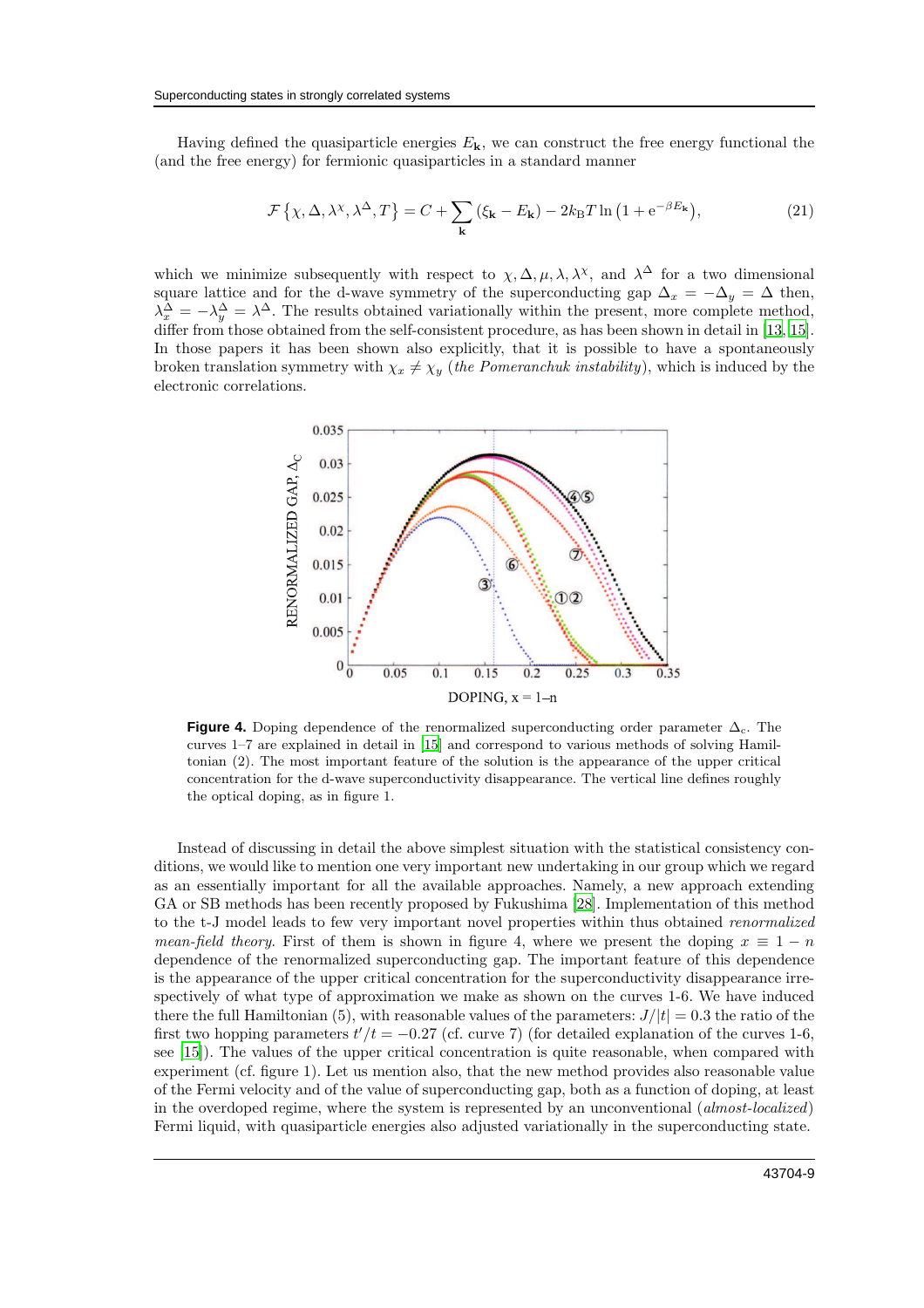Having defined the quasiparticle energies $E_{\mathbf{k}}$, we can construct the free energy functional the (and the free energy) for fermionic quasiparticles in a standard manner

$$\mathcal{F}\left\{\chi, \Delta, \lambda^{\chi}, \lambda^{\Delta}, T\right\} = C + \sum_{\mathbf{k}} (\xi_{\mathbf{k}} - E_{\mathbf{k}}) - 2k_{\mathrm{B}}T \ln\left(1 + \mathrm{e}^{-\beta E_{\mathbf{k}}}\right), \tag{21}$$

which we minimize subsequently with respect to $\chi, \Delta, \mu, \lambda, \lambda^{\chi}$, and $\lambda^{\Delta}$ for a two dimensional square lattice and for the d-wave symmetry of the superconducting gap $\Delta_x = -\Delta_y = \Delta$ then, $\lambda_x^{\Delta} = -\lambda_y^{\Delta} = \lambda^{\Delta}$. The results obtained variationally within the present, more complete method, differ from those obtained from the self-consistent procedure, as has been shown in detail in [13, 15]. In those papers it has been shown also explicitly, that it is possible to have a spontaneously broken translation symmetry with $\chi_x \neq \chi_y$ (*the Pomeranchuk instability*), which is induced by the electronic correlations.

**Figure 4.** Doping dependence of the renormalized superconducting order parameter $\Delta_{\mathrm{c}}$. The curves 1–7 are explained in detail in [15] and correspond to various methods of solving Hamiltonian (2). The most important feature of the solution is the appearance of the upper critical concentration for the d-wave superconductivity disappearance. The vertical line defines roughly the optical doping, as in figure 1.

Instead of discussing in detail the above simplest situation with the statistical consistency conditions, we would like to mention one very important new undertaking in our group which we regard as an essentially important for all the available approaches. Namely, a new approach extending GA or SB methods has been recently proposed by Fukushima [28]. Implementation of this method to the t-J model leads to few very important novel properties within thus obtained *renormalized mean-field theory*. First of them is shown in figure 4, where we present the doping $x \equiv 1 - n$ dependence of the renormalized superconducting gap. The important feature of this dependence is the appearance of the upper critical concentration for the superconductivity disappearance irrespectively of what type of approximation we make as shown on the curves 1-6. We have induced there the full Hamiltonian (5), with reasonable values of the parameters: $J/|t| = 0.3$ the ratio of the first two hopping parameters $t'/t = -0.27$ (cf. curve 7) (for detailed explanation of the curves 1-6, see [15]). The values of the upper critical concentration is quite reasonable, when compared with experiment (cf. figure 1). Let us mention also, that the new method provides also reasonable value of the Fermi velocity and of the value of superconducting gap, both as a function of doping, at least in the overdoped regime, where the system is represented by an unconventional (*almost-localized*) Fermi liquid, with quasiparticle energies also adjusted variationally in the superconducting state.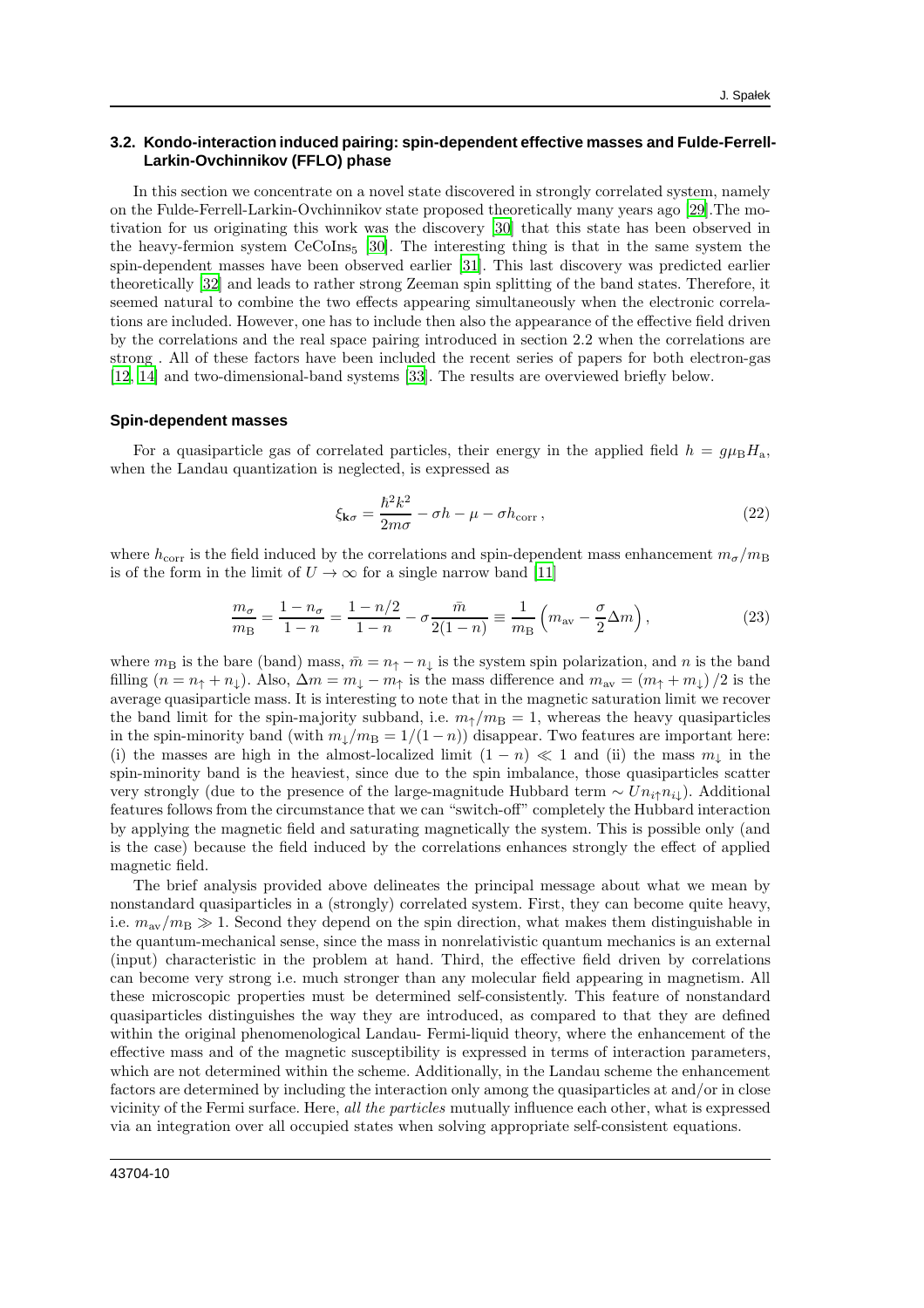### 3.2. Kondo-interaction induced pairing: spin-dependent effective masses and Fulde-Ferrell-Larkin-Ovchinnikov (FFLO) phase

In this section we concentrate on a novel state discovered in strongly correlated system, namely on the Fulde-Ferrell-Larkin-Ovchinnikov state proposed theoretically many years ago [29].The motivation for us originating this work was the discovery [30] that this state has been observed in the heavy-fermion system $CeCoIns_5$ [30]. The interesting thing is that in the same system the spin-dependent masses have been observed earlier [31]. This last discovery was predicted earlier theoretically [32] and leads to rather strong Zeeman spin splitting of the band states. Therefore, it seemed natural to combine the two effects appearing simultaneously when the electronic correlations are included. However, one has to include then also the appearance of the effective field driven by the correlations and the real space pairing introduced in section 2.2 when the correlations are strong . All of these factors have been included the recent series of papers for both electron-gas [12, 14] and two-dimensional-band systems [33]. The results are overviewed briefly below.

#### Spin-dependent masses

For a quasiparticle gas of correlated particles, their energy in the applied field $h = g\mu_{\mathrm{B}}H_{\mathrm{a}}$, when the Landau quantization is neglected, is expressed as

$$\xi_{\mathbf{k}\sigma} = \frac{\hbar^2 k^2}{2m\sigma} - \sigma h - \mu - \sigma h_{\mathrm{corr}}\,, \tag{22}$$

where $h_{\mathrm{corr}}$ is the field induced by the correlations and spin-dependent mass enhancement $m_\sigma/m_{\mathrm{B}}$ is of the form in the limit of $U \to \infty$ for a single narrow band [11]

$$\frac{m_\sigma}{m_{\mathrm{B}}} = \frac{1-n_\sigma}{1-n} = \frac{1-n/2}{1-n} - \sigma\frac{\bar{m}}{2(1-n)} \equiv \frac{1}{m_{\mathrm{B}}}\left(m_{\mathrm{av}} - \frac{\sigma}{2}\Delta m\right), \tag{23}$$

where $m_{\mathrm{B}}$ is the bare (band) mass, $\bar{m} = n_\uparrow - n_\downarrow$ is the system spin polarization, and $n$ is the band filling ($n = n_\uparrow + n_\downarrow$). Also, $\Delta m = m_\downarrow - m_\uparrow$ is the mass difference and $m_{\mathrm{av}} = (m_\uparrow + m_\downarrow)/2$ is the average quasiparticle mass. It is interesting to note that in the magnetic saturation limit we recover the band limit for the spin-majority subband, i.e. $m_\uparrow/m_{\mathrm{B}} = 1$, whereas the heavy quasiparticles in the spin-minority band (with $m_\downarrow/m_{\mathrm{B}} = 1/(1-n)$) disappear. Two features are important here: (i) the masses are high in the almost-localized limit $(1-n) \ll 1$ and (ii) the mass $m_\downarrow$ in the spin-minority band is the heaviest, since due to the spin imbalance, those quasiparticles scatter very strongly (due to the presence of the large-magnitude Hubbard term $\sim U n_{i\uparrow}n_{i\downarrow}$). Additional features follows from the circumstance that we can "switch-off" completely the Hubbard interaction by applying the magnetic field and saturating magnetically the system. This is possible only (and is the case) because the field induced by the correlations enhances strongly the effect of applied magnetic field.

The brief analysis provided above delineates the principal message about what we mean by nonstandard quasiparticles in a (strongly) correlated system. First, they can become quite heavy, i.e. $m_{\mathrm{av}}/m_{\mathrm{B}} \gg 1$. Second they depend on the spin direction, what makes them distinguishable in the quantum-mechanical sense, since the mass in nonrelativistic quantum mechanics is an external (input) characteristic in the problem at hand. Third, the effective field driven by correlations can become very strong i.e. much stronger than any molecular field appearing in magnetism. All these microscopic properties must be determined self-consistently. This feature of nonstandard quasiparticles distinguishes the way they are introduced, as compared to that they are defined within the original phenomenological Landau- Fermi-liquid theory, where the enhancement of the effective mass and of the magnetic susceptibility is expressed in terms of interaction parameters, which are not determined within the scheme. Additionally, in the Landau scheme the enhancement factors are determined by including the interaction only among the quasiparticles at and/or in close vicinity of the Fermi surface. Here, *all the particles* mutually influence each other, what is expressed via an integration over all occupied states when solving appropriate self-consistent equations.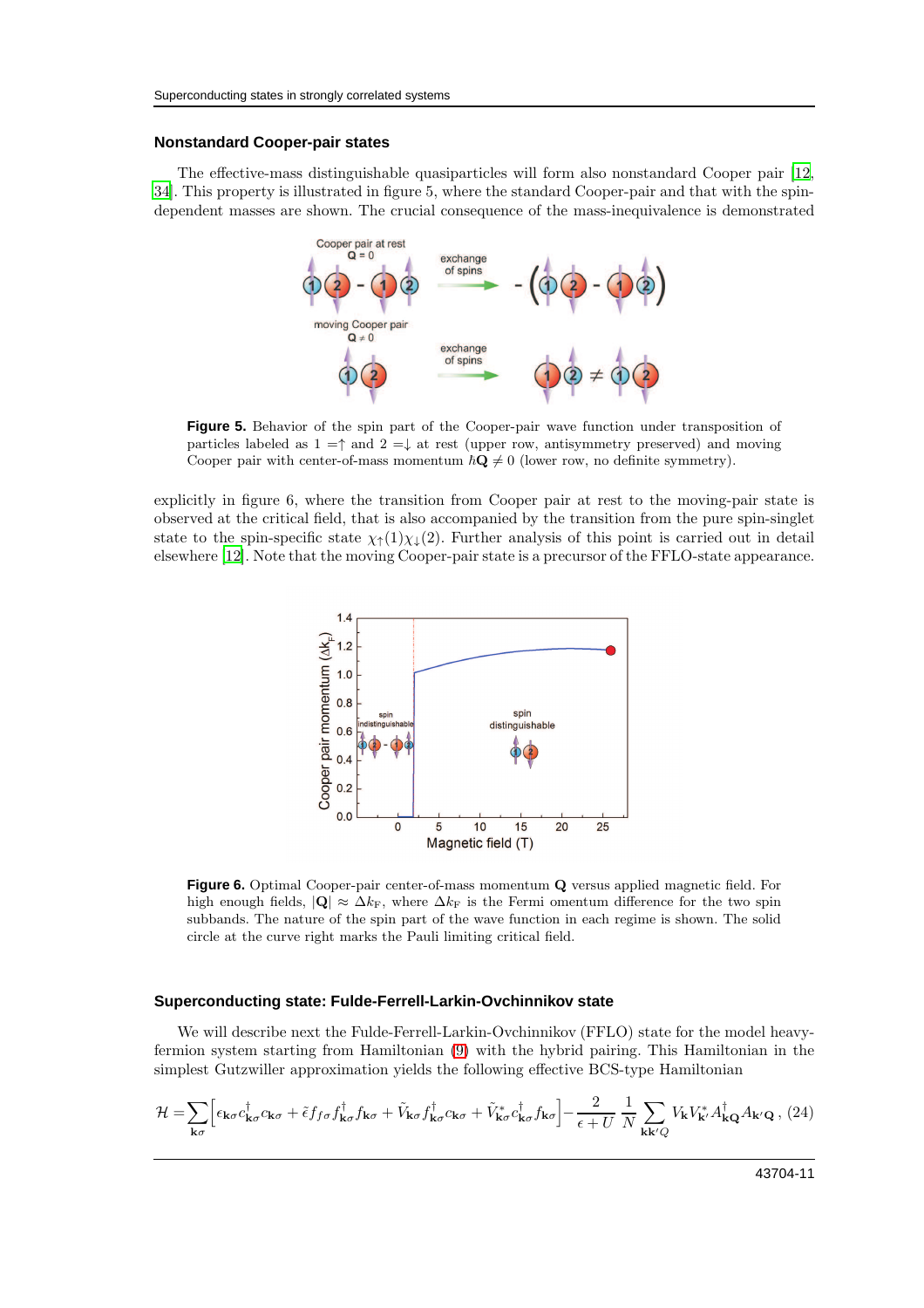## Nonstandard Cooper-pair states

The effective-mass distinguishable quasiparticles will form also nonstandard Cooper pair [12, 34]. This property is illustrated in figure 5, where the standard Cooper-pair and that with the spin-dependent masses are shown. The crucial consequence of the mass-inequivalence is demonstrated

**Figure 5.** Behavior of the spin part of the Cooper-pair wave function under transposition of particles labeled as $1 = \uparrow$ and $2 = \downarrow$ at rest (upper row, antisymmetry preserved) and moving Cooper pair with center-of-mass momentum $\hbar\mathbf{Q} \neq 0$ (lower row, no definite symmetry).

explicitly in figure 6, where the transition from Cooper pair at rest to the moving-pair state is observed at the critical field, that is also accompanied by the transition from the pure spin-singlet state to the spin-specific state $\chi_\uparrow(1)\chi_\downarrow(2)$. Further analysis of this point is carried out in detail elsewhere [12]. Note that the moving Cooper-pair state is a precursor of the FFLO-state appearance.

**Figure 6.** Optimal Cooper-pair center-of-mass momentum $\mathbf{Q}$ versus applied magnetic field. For high enough fields, $|\mathbf{Q}| \approx \Delta k_\mathrm{F}$, where $\Delta k_\mathrm{F}$ is the Fermi omentum difference for the two spin subbands. The nature of the spin part of the wave function in each regime is shown. The solid circle at the curve right marks the Pauli limiting critical field.

## Superconducting state: Fulde-Ferrell-Larkin-Ovchinnikov state

We will describe next the Fulde-Ferrell-Larkin-Ovchinnikov (FFLO) state for the model heavy-fermion system starting from Hamiltonian (9) with the hybrid pairing. This Hamiltonian in the simplest Gutzwiller approximation yields the following effective BCS-type Hamiltonian

$$\mathcal{H} = \sum_{\mathbf{k}\sigma}\Big[\epsilon_{\mathbf{k}\sigma}c^\dagger_{\mathbf{k}\sigma}c_{\mathbf{k}\sigma} + \tilde{\epsilon}f_{f\sigma}f^\dagger_{\mathbf{k}\sigma}f_{\mathbf{k}\sigma} + \tilde{V}_{\mathbf{k}\sigma}f^\dagger_{\mathbf{k}\sigma}c_{\mathbf{k}\sigma} + \tilde{V}^*_{\mathbf{k}\sigma}c^\dagger_{\mathbf{k}\sigma}f_{\mathbf{k}\sigma}\Big] - \frac{2}{\epsilon+U}\,\frac{1}{N}\sum_{\mathbf{k}\mathbf{k}'Q} V_\mathbf{k}V^*_{\mathbf{k}'}A^\dagger_{\mathbf{k}\mathbf{Q}}A_{\mathbf{k}'\mathbf{Q}}\,, \quad (24)$$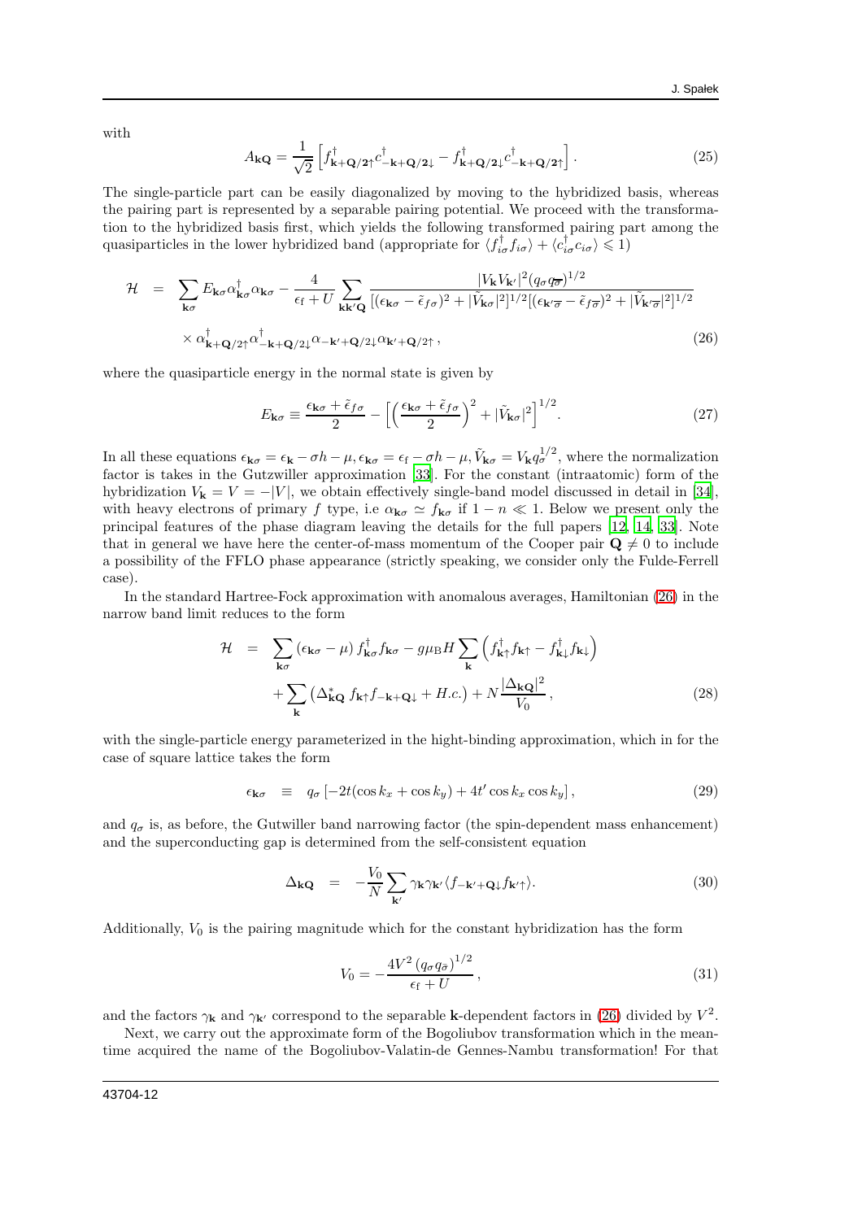with

$$A_{\mathbf{kQ}} = \frac{1}{\sqrt{2}}\left[f^{\dagger}_{\mathbf{k+Q/2}\uparrow}c^{\dagger}_{-\mathbf{k+Q/2}\downarrow} - f^{\dagger}_{\mathbf{k+Q/2}\downarrow}c^{\dagger}_{-\mathbf{k+Q/2}\uparrow}\right]. \tag{25}$$

The single-particle part can be easily diagonalized by moving to the hybridized basis, whereas the pairing part is represented by a separable pairing potential. We proceed with the transformation to the hybridized basis first, which yields the following transformed pairing part among the quasiparticles in the lower hybridized band (appropriate for $\langle f^{\dagger}_{i\sigma}f_{i\sigma}\rangle + \langle c^{\dagger}_{i\sigma}c_{i\sigma}\rangle \leqslant 1$)

$$\begin{aligned}
\mathcal{H} &= \sum_{\mathbf{k}\sigma} E_{\mathbf{k}\sigma}\alpha^{\dagger}_{\mathbf{k}\sigma}\alpha_{\mathbf{k}\sigma} - \frac{4}{\epsilon_{\mathrm{f}}+U}\sum_{\mathbf{kk'Q}}\frac{|V_{\mathbf{k}}V_{\mathbf{k'}}|^2(q_{\sigma}q_{\overline{\sigma}})^{1/2}}{[(\epsilon_{\mathbf{k}\sigma}-\tilde{\epsilon}_{f\sigma})^2+|\tilde{V}_{\mathbf{k}\sigma}|^2]^{1/2}[(\epsilon_{\mathbf{k'}\overline{\sigma}}-\tilde{\epsilon}_{f\overline{\sigma}})^2+|\tilde{V}_{\mathbf{k'}\overline{\sigma}}|^2]^{1/2}} \\
&\times \alpha^{\dagger}_{\mathbf{k+Q}/2\uparrow}\alpha^{\dagger}_{-\mathbf{k+Q}/2\downarrow}\alpha_{-\mathbf{k'+Q}/2\downarrow}\alpha_{\mathbf{k'+Q}/2\uparrow},
\end{aligned} \tag{26}$$

where the quasiparticle energy in the normal state is given by

$$E_{\mathbf{k}\sigma} \equiv \frac{\epsilon_{\mathbf{k}\sigma}+\tilde{\epsilon}_{f\sigma}}{2} - \left[\left(\frac{\epsilon_{\mathbf{k}\sigma}+\tilde{\epsilon}_{f\sigma}}{2}\right)^2 + |\tilde{V}_{\mathbf{k}\sigma}|^2\right]^{1/2}. \tag{27}$$

In all these equations $\epsilon_{\mathbf{k}\sigma} = \epsilon_{\mathbf{k}} - \sigma h - \mu, \epsilon_{\mathbf{k}\sigma} = \epsilon_{\mathrm{f}} - \sigma h - \mu, \tilde{V}_{\mathbf{k}\sigma} = V_{\mathbf{k}}q_{\sigma}^{1/2}$, where the normalization factor is takes in the Gutzwiller approximation [33]. For the constant (intraatomic) form of the hybridization $V_{\mathbf{k}} = V = -|V|$, we obtain effectively single-band model discussed in detail in [34], with heavy electrons of primary $f$ type, i.e $\alpha_{\mathbf{k}\sigma} \simeq f_{\mathbf{k}\sigma}$ if $1-n \ll 1$. Below we present only the principal features of the phase diagram leaving the details for the full papers [12, 14, 33]. Note that in general we have here the center-of-mass momentum of the Cooper pair $\mathbf{Q} \neq 0$ to include a possibility of the FFLO phase appearance (strictly speaking, we consider only the Fulde-Ferrell case).

In the standard Hartree-Fock approximation with anomalous averages, Hamiltonian (26) in the narrow band limit reduces to the form

$$\begin{aligned}
\mathcal{H} &= \sum_{\mathbf{k}\sigma}(\epsilon_{\mathbf{k}\sigma}-\mu)\,f^{\dagger}_{\mathbf{k}\sigma}f_{\mathbf{k}\sigma} - g\mu_{\mathrm{B}}H\sum_{\mathbf{k}}\left(f^{\dagger}_{\mathbf{k}\uparrow}f_{\mathbf{k}\uparrow} - f^{\dagger}_{\mathbf{k}\downarrow}f_{\mathbf{k}\downarrow}\right) \\
&+ \sum_{\mathbf{k}}\left(\Delta^{*}_{\mathbf{kQ}}\,f_{\mathbf{k}\uparrow}f_{-\mathbf{k+Q}\downarrow} + H.c.\right) + N\frac{|\Delta_{\mathbf{kQ}}|^2}{V_0},
\end{aligned} \tag{28}$$

with the single-particle energy parameterized in the hight-binding approximation, which in for the case of square lattice takes the form

$$\epsilon_{\mathbf{k}\sigma} \equiv q_{\sigma}\left[-2t(\cos k_x + \cos k_y) + 4t'\cos k_x\cos k_y\right], \tag{29}$$

and $q_{\sigma}$ is, as before, the Gutwiller band narrowing factor (the spin-dependent mass enhancement) and the superconducting gap is determined from the self-consistent equation

$$\Delta_{\mathbf{kQ}} = -\frac{V_0}{N}\sum_{\mathbf{k'}}\gamma_{\mathbf{k}}\gamma_{\mathbf{k'}}\langle f_{-\mathbf{k'+Q}\downarrow}f_{\mathbf{k'}\uparrow}\rangle. \tag{30}$$

Additionally, $V_0$ is the pairing magnitude which for the constant hybridization has the form

$$V_0 = -\frac{4V^2\,(q_{\sigma}q_{\bar{\sigma}})^{1/2}}{\epsilon_{\mathrm{f}}+U}, \tag{31}$$

and the factors $\gamma_{\mathbf{k}}$ and $\gamma_{\mathbf{k'}}$ correspond to the separable $\mathbf{k}$-dependent factors in (26) divided by $V^2$.

Next, we carry out the approximate form of the Bogoliubov transformation which in the meantime acquired the name of the Bogoliubov-Valatin-de Gennes-Nambu transformation! For that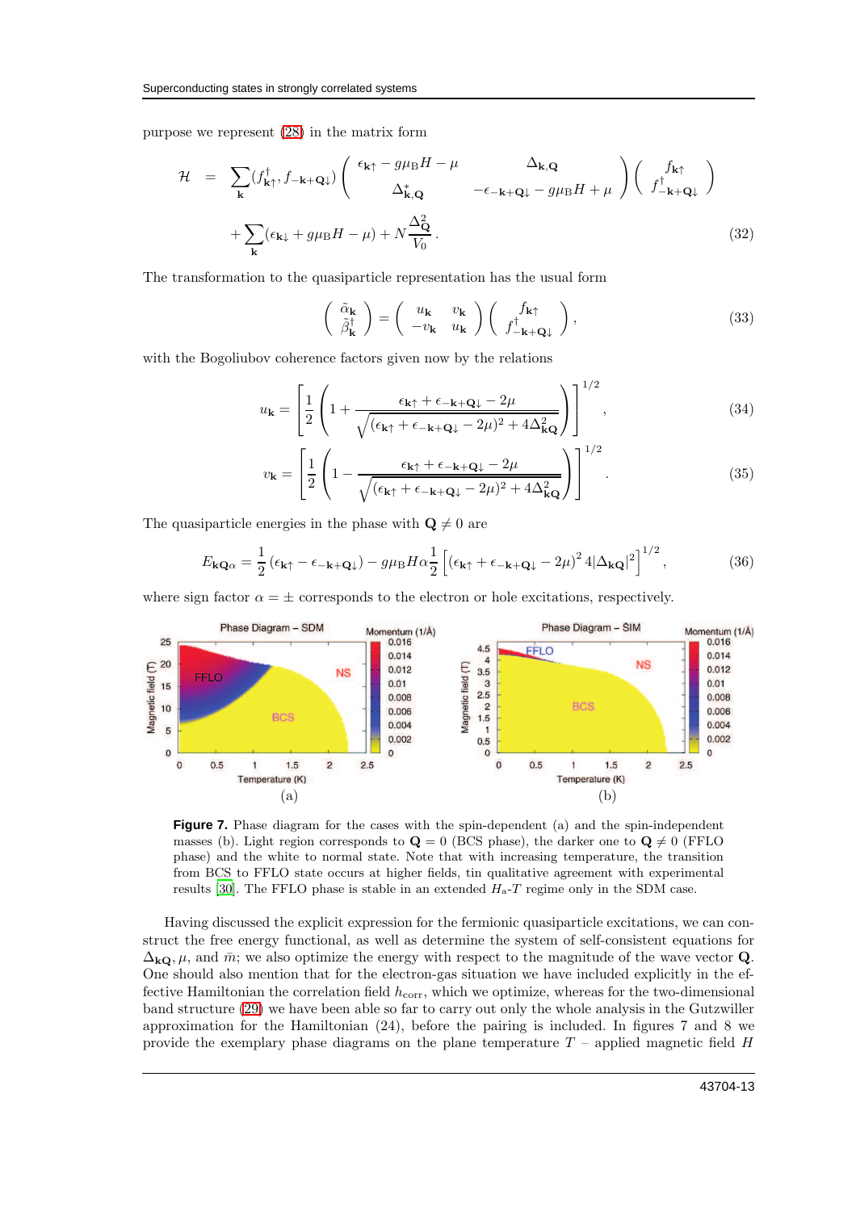purpose we represent (28) in the matrix form

$$
\mathcal{H} = \sum_{\mathbf{k}} (f^{\dagger}_{\mathbf{k}\uparrow}, f_{-\mathbf{k}+\mathbf{Q}\downarrow}) \begin{pmatrix} \epsilon_{\mathbf{k}\uparrow} - g\mu_{\mathrm{B}}H - \mu & \Delta_{\mathbf{k},\mathbf{Q}} \\ \Delta^{*}_{\mathbf{k},\mathbf{Q}} & -\epsilon_{-\mathbf{k}+\mathbf{Q}\downarrow} - g\mu_{\mathrm{B}}H + \mu \end{pmatrix} \begin{pmatrix} f_{\mathbf{k}\uparrow} \\ f^{\dagger}_{-\mathbf{k}+\mathbf{Q}\downarrow} \end{pmatrix}
$$
$$
+ \sum_{\mathbf{k}} (\epsilon_{\mathbf{k}\downarrow} + g\mu_{\mathrm{B}}H - \mu) + N\frac{\Delta^2_{\mathbf{Q}}}{V_0}. \tag{32}
$$

The transformation to the quasiparticle representation has the usual form

$$
\begin{pmatrix} \tilde{\alpha}_{\mathbf{k}} \\ \tilde{\beta}^{\dagger}_{\mathbf{k}} \end{pmatrix} = \begin{pmatrix} u_{\mathbf{k}} & v_{\mathbf{k}} \\ -v_{\mathbf{k}} & u_{\mathbf{k}} \end{pmatrix} \begin{pmatrix} f_{\mathbf{k}\uparrow} \\ f^{\dagger}_{-\mathbf{k}+\mathbf{Q}\downarrow} \end{pmatrix}, \tag{33}
$$

with the Bogoliubov coherence factors given now by the relations

$$
u_{\mathbf{k}} = \left[\frac{1}{2}\left(1 + \frac{\epsilon_{\mathbf{k}\uparrow} + \epsilon_{-\mathbf{k}+\mathbf{Q}\downarrow} - 2\mu}{\sqrt{(\epsilon_{\mathbf{k}\uparrow} + \epsilon_{-\mathbf{k}+\mathbf{Q}\downarrow} - 2\mu)^2 + 4\Delta^2_{\mathbf{kQ}}}}\right)\right]^{1/2}, \tag{34}
$$

$$
v_{\mathbf{k}} = \left[\frac{1}{2}\left(1 - \frac{\epsilon_{\mathbf{k}\uparrow} + \epsilon_{-\mathbf{k}+\mathbf{Q}\downarrow} - 2\mu}{\sqrt{(\epsilon_{\mathbf{k}\uparrow} + \epsilon_{-\mathbf{k}+\mathbf{Q}\downarrow} - 2\mu)^2 + 4\Delta^2_{\mathbf{kQ}}}}\right)\right]^{1/2}. \tag{35}
$$

The quasiparticle energies in the phase with $\mathbf{Q} \neq 0$ are

$$
E_{\mathbf{kQ}\alpha} = \frac{1}{2}(\epsilon_{\mathbf{k}\uparrow} - \epsilon_{-\mathbf{k}+\mathbf{Q}\downarrow}) - g\mu_{\mathrm{B}}H\alpha\frac{1}{2}\left[(\epsilon_{\mathbf{k}\uparrow} + \epsilon_{-\mathbf{k}+\mathbf{Q}\downarrow} - 2\mu)^2 4|\Delta_{\mathbf{kQ}}|^2\right]^{1/2}, \tag{36}
$$

where sign factor $\alpha = \pm$ corresponds to the electron or hole excitations, respectively.

**Figure 7.** Phase diagram for the cases with the spin-dependent (a) and the spin-independent masses (b). Light region corresponds to $\mathbf{Q} = 0$ (BCS phase), the darker one to $\mathbf{Q} \neq 0$ (FFLO phase) and the white to normal state. Note that with increasing temperature, the transition from BCS to FFLO state occurs at higher fields, tin qualitative agreement with experimental results [30]. The FFLO phase is stable in an extended $H_{\mathrm{a}}$-$T$ regime only in the SDM case.

Having discussed the explicit expression for the fermionic quasiparticle excitations, we can construct the free energy functional, as well as determine the system of self-consistent equations for $\Delta_{\mathbf{kQ}}, \mu$, and $\bar{m}$; we also optimize the energy with respect to the magnitude of the wave vector $\mathbf{Q}$. One should also mention that for the electron-gas situation we have included explicitly in the effective Hamiltonian the correlation field $h_{\mathrm{corr}}$, which we optimize, whereas for the two-dimensional band structure (29) we have been able so far to carry out only the whole analysis in the Gutzwiller approximation for the Hamiltonian (24), before the pairing is included. In figures 7 and 8 we provide the exemplary phase diagrams on the plane temperature $T$ – applied magnetic field $H$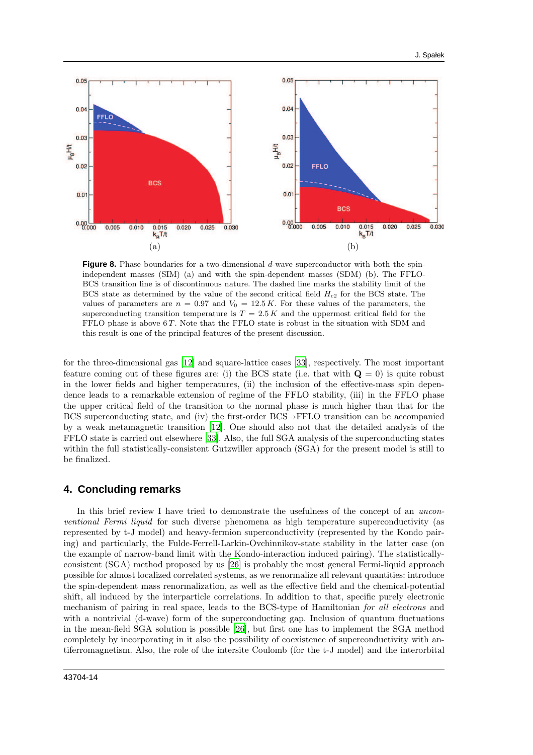**Figure 8.** Phase boundaries for a two-dimensional $d$-wave superconductor with both the spin-independent masses (SIM) (a) and with the spin-dependent masses (SDM) (b). The FFLO-BCS transition line is of discontinuous nature. The dashed line marks the stability limit of the BCS state as determined by the value of the second critical field $H_{c2}$ for the BCS state. The values of parameters are $n = 0.97$ and $V_0 = 12.5\,K$. For these values of the parameters, the superconducting transition temperature is $T = 2.5\,K$ and the uppermost critical field for the FFLO phase is above $6\,T$. Note that the FFLO state is robust in the situation with SDM and this result is one of the principal features of the present discussion.

for the three-dimensional gas [12] and square-lattice cases [33], respectively. The most important feature coming out of these figures are: (i) the BCS state (i.e. that with $\mathbf{Q} = 0$) is quite robust in the lower fields and higher temperatures, (ii) the inclusion of the effective-mass spin dependence leads to a remarkable extension of regime of the FFLO stability, (iii) in the FFLO phase the upper critical field of the transition to the normal phase is much higher than that for the BCS superconducting state, and (iv) the first-order BCS→FFLO transition can be accompanied by a weak metamagnetic transition [12]. One should also not that the detailed analysis of the FFLO state is carried out elsewhere [33]. Also, the full SGA analysis of the superconducting states within the full statistically-consistent Gutzwiller approach (SGA) for the present model is still to be finalized.

## 4. Concluding remarks

In this brief review I have tried to demonstrate the usefulness of the concept of an *unconventional Fermi liquid* for such diverse phenomena as high temperature superconductivity (as represented by t-J model) and heavy-fermion superconductivity (represented by the Kondo pairing) and particularly, the Fulde-Ferrell-Larkin-Ovchinnikov-state stability in the latter case (on the example of narrow-band limit with the Kondo-interaction induced pairing). The statistically-consistent (SGA) method proposed by us [26] is probably the most general Fermi-liquid approach possible for almost localized correlated systems, as we renormalize all relevant quantities: introduce the spin-dependent mass renormalization, as well as the effective field and the chemical-potential shift, all induced by the interparticle correlations. In addition to that, specific purely electronic mechanism of pairing in real space, leads to the BCS-type of Hamiltonian *for all electrons* and with a nontrivial (d-wave) form of the superconducting gap. Inclusion of quantum fluctuations in the mean-field SGA solution is possible [26], but first one has to implement the SGA method completely by incorporating in it also the possibility of coexistence of superconductivity with antiferromagnetism. Also, the role of the intersite Coulomb (for the t-J model) and the interorbital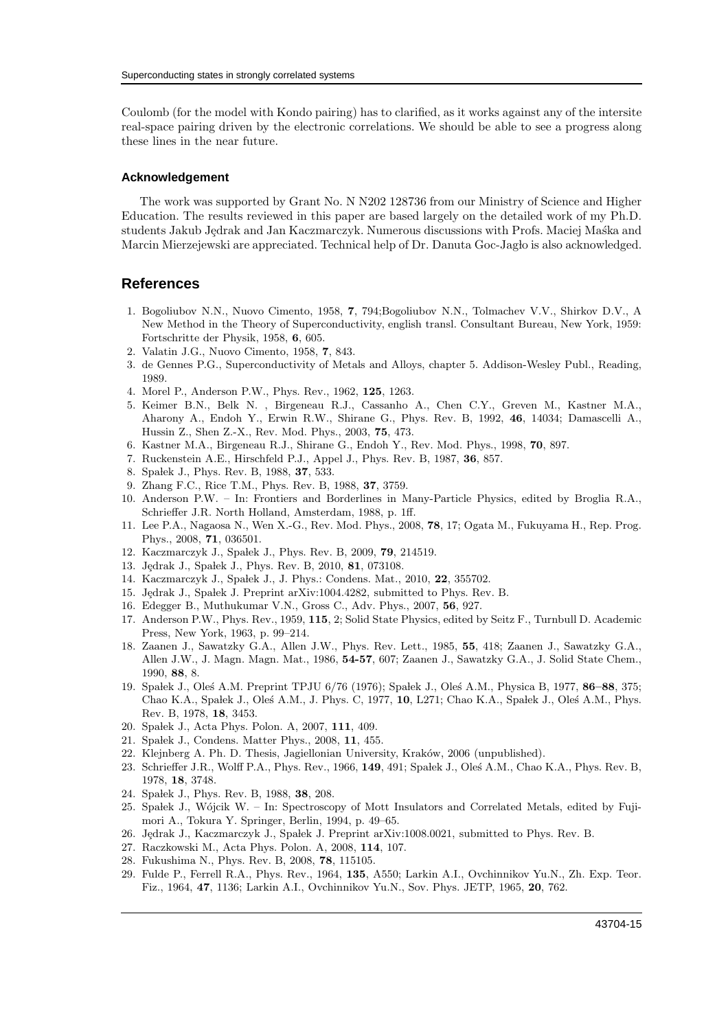Coulomb (for the model with Kondo pairing) has to clarified, as it works against any of the intersite real-space pairing driven by the electronic correlations. We should be able to see a progress along these lines in the near future.

### Acknowledgement

The work was supported by Grant No. N N202 128736 from our Ministry of Science and Higher Education. The results reviewed in this paper are based largely on the detailed work of my Ph.D. students Jakub Jędrak and Jan Kaczmarczyk. Numerous discussions with Profs. Maciej Maśka and Marcin Mierzejewski are appreciated. Technical help of Dr. Danuta Goc-Jagło is also acknowledged.

## References

1. Bogoliubov N.N., Nuovo Cimento, 1958, **7**, 794;Bogoliubov N.N., Tolmachev V.V., Shirkov D.V., A New Method in the Theory of Superconductivity, english transl. Consultant Bureau, New York, 1959: Fortschritte der Physik, 1958, **6**, 605.
2. Valatin J.G., Nuovo Cimento, 1958, **7**, 843.
3. de Gennes P.G., Superconductivity of Metals and Alloys, chapter 5. Addison-Wesley Publ., Reading, 1989.
4. Morel P., Anderson P.W., Phys. Rev., 1962, **125**, 1263.
5. Keimer B.N., Belk N. , Birgeneau R.J., Cassanho A., Chen C.Y., Greven M., Kastner M.A., Aharony A., Endoh Y., Erwin R.W., Shirane G., Phys. Rev. B, 1992, **46**, 14034; Damascelli A., Hussin Z., Shen Z.-X., Rev. Mod. Phys., 2003, **75**, 473.
6. Kastner M.A., Birgeneau R.J., Shirane G., Endoh Y., Rev. Mod. Phys., 1998, **70**, 897.
7. Ruckenstein A.E., Hirschfeld P.J., Appel J., Phys. Rev. B, 1987, **36**, 857.
8. Spałek J., Phys. Rev. B, 1988, **37**, 533.
9. Zhang F.C., Rice T.M., Phys. Rev. B, 1988, **37**, 3759.
10. Anderson P.W. – In: Frontiers and Borderlines in Many-Particle Physics, edited by Broglia R.A., Schrieffer J.R. North Holland, Amsterdam, 1988, p. 1ff.
11. Lee P.A., Nagaosa N., Wen X.-G., Rev. Mod. Phys., 2008, **78**, 17; Ogata M., Fukuyama H., Rep. Prog. Phys., 2008, **71**, 036501.
12. Kaczmarczyk J., Spałek J., Phys. Rev. B, 2009, **79**, 214519.
13. Jędrak J., Spałek J., Phys. Rev. B, 2010, **81**, 073108.
14. Kaczmarczyk J., Spałek J., J. Phys.: Condens. Mat., 2010, **22**, 355702.
15. Jędrak J., Spałek J. Preprint arXiv:1004.4282, submitted to Phys. Rev. B.
16. Edegger B., Muthukumar V.N., Gross C., Adv. Phys., 2007, **56**, 927.
17. Anderson P.W., Phys. Rev., 1959, **115**, 2; Solid State Physics, edited by Seitz F., Turnbull D. Academic Press, New York, 1963, p. 99–214.
18. Zaanen J., Sawatzky G.A., Allen J.W., Phys. Rev. Lett., 1985, **55**, 418; Zaanen J., Sawatzky G.A., Allen J.W., J. Magn. Magn. Mat., 1986, **54-57**, 607; Zaanen J., Sawatzky G.A., J. Solid State Chem., 1990, **88**, 8.
19. Spałek J., Oleś A.M. Preprint TPJU 6/76 (1976); Spałek J., Oleś A.M., Physica B, 1977, **86–88**, 375; Chao K.A., Spałek J., Oleś A.M., J. Phys. C, 1977, **10**, L271; Chao K.A., Spałek J., Oleś A.M., Phys. Rev. B, 1978, **18**, 3453.
20. Spałek J., Acta Phys. Polon. A, 2007, **111**, 409.
21. Spałek J., Condens. Matter Phys., 2008, **11**, 455.
22. Klejnberg A. Ph. D. Thesis, Jagiellonian University, Kraków, 2006 (unpublished).
23. Schrieffer J.R., Wolff P.A., Phys. Rev., 1966, **149**, 491; Spałek J., Oleś A.M., Chao K.A., Phys. Rev. B, 1978, **18**, 3748.
24. Spałek J., Phys. Rev. B, 1988, **38**, 208.
25. Spałek J., Wójcik W. – In: Spectroscopy of Mott Insulators and Correlated Metals, edited by Fujimori A., Tokura Y. Springer, Berlin, 1994, p. 49–65.
26. Jędrak J., Kaczmarczyk J., Spałek J. Preprint arXiv:1008.0021, submitted to Phys. Rev. B.
27. Raczkowski M., Acta Phys. Polon. A, 2008, **114**, 107.
28. Fukushima N., Phys. Rev. B, 2008, **78**, 115105.
29. Fulde P., Ferrell R.A., Phys. Rev., 1964, **135**, A550; Larkin A.I., Ovchinnikov Yu.N., Zh. Exp. Teor. Fiz., 1964, **47**, 1136; Larkin A.I., Ovchinnikov Yu.N., Sov. Phys. JETP, 1965, **20**, 762.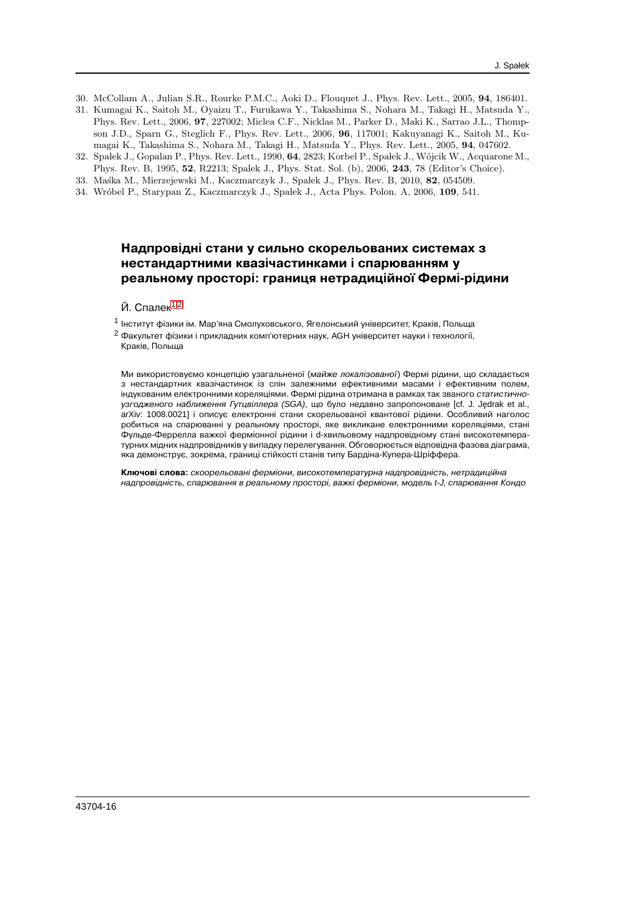30. McCollam A., Julian S.R., Rourke P.M.C., Aoki D., Flouquet J., Phys. Rev. Lett., 2005, **94**, 186401.
31. Kumagai K., Saitoh M., Oyaizu T., Furukawa Y., Takashima S., Nohara M., Takagi H., Matsuda Y., Phys. Rev. Lett., 2006, **97**, 227002; Miclea C.F., Nicklas M., Parker D., Maki K., Sarrao J.L., Thompson J.D., Sparn G., Steglich F., Phys. Rev. Lett., 2006, **96**, 117001; Kakuyanagi K., Saitoh M., Kumagai K., Takashima S., Nohara M., Takagi H., Matsuda Y., Phys. Rev. Lett., 2005, **94**, 047602.
32. Spałek J., Gopalan P., Phys. Rev. Lett., 1990, **64**, 2823; Korbel P., Spałek J., Wójcik W., Acquarone M., Phys. Rev. B, 1995, **52**, R2213; Spałek J., Phys. Stat. Sol. (b), 2006, **243**, 78 (Editor's Choice).
33. Maśka M., Mierzejewski M., Kaczmarczyk J., Spałek J., Phys. Rev. B, 2010, **82**, 054509.
34. Wróbel P., Starypan Z., Kaczmarczyk J., Spałek J., Acta Phys. Polon. A, 2006, **109**, 541.

## Надпровідні стани у сильно скорельованих системах з нестандартними квазічастинками і спарюванням у реальному просторі: границя нетрадиційної Фермі-рідини

Й. Спалек[1,2]

[1] Інститут фізики ім. Мар'яна Смолуховського, Ягелонський університет, Краків, Польща

[2] Факультет фізики і прикладних комп'ютерних наук, AGH університет науки і технології, Краків, Польща

Ми використовуємо концепцію узагальненої (*майже локалізованої*) Фермі рідини, що складається з нестандартних квазічастинок із спін залежними ефективними масами і ефективним полем, індукованим електронними кореляціями. Фермі рідина отримана в рамках так званого *статистично-узгодженого наближення Гутцвіллера (SGA)*, що було недавно запропоноване [cf. J. Jędrak et al., arXiv: 1008.0021] і описує електронні стани скорельованої квантової рідини. Особливий наголос робиться на спарюванні у реальному просторі, яке викликане електронними кореляціями, стані Фульде-Феррелла важкої ферміонної рідини і d-хвильовому надпровідному стані високотемпературних мідних надпровідників у випадку перелегування. Обговорюється відповідна фазова діаграма, яка демонструє, зокрема, границі стійкості станів типу Бардіна-Купера-Шріффера.

**Ключові слова:** *скорельовані ферміони, високотемпературна надпровідність, нетрадиційна надпровідність, спарювання в реальному просторі, важкі ферміони, модель t-J, спарювання Кондо*